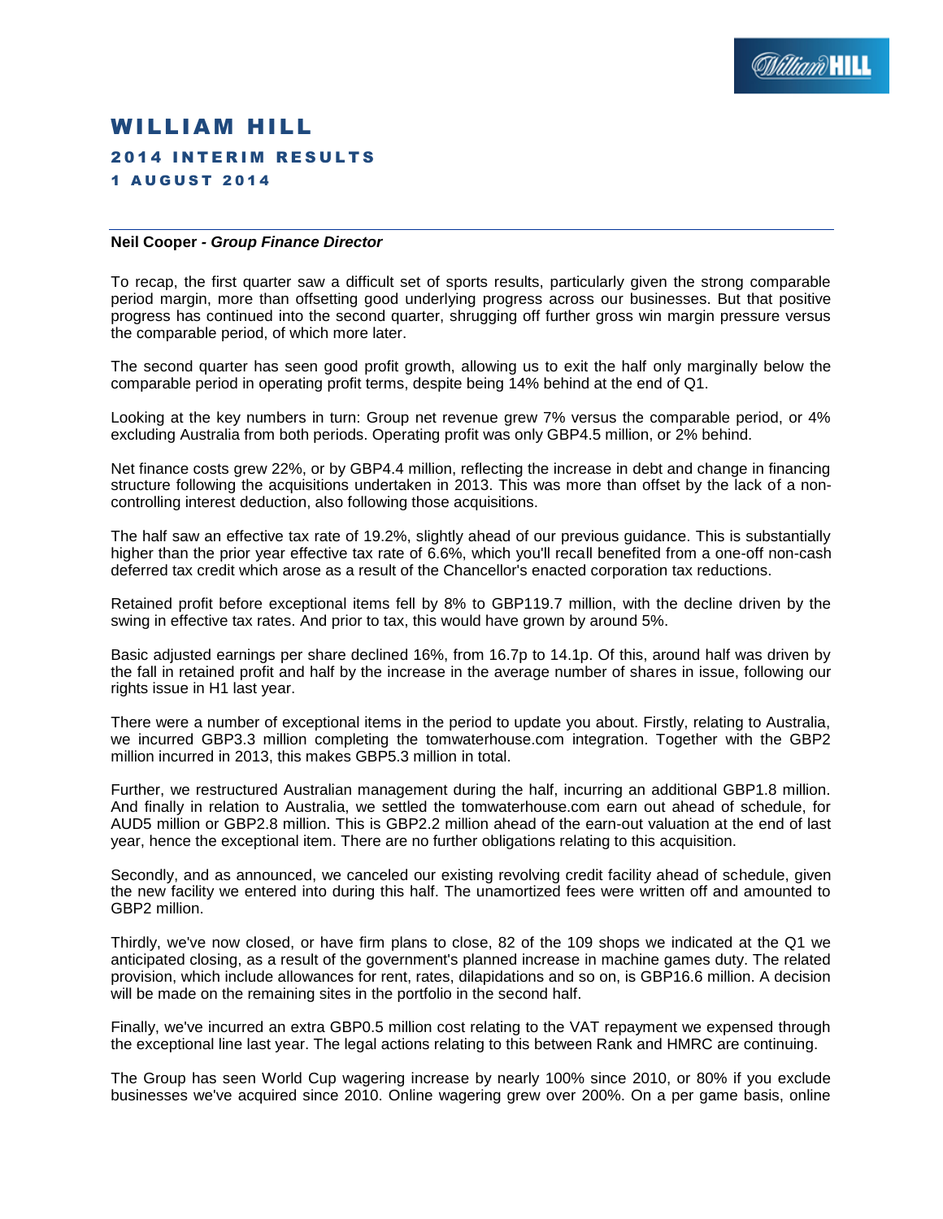# WILLIAM HILL

## 2014 INTERIM RESULTS

### 1 AUGUST 2014

---

**Neil Cooper -** ***Group Finance Director***

To recap, the first quarter saw a difficult set of sports results, particularly given the strong comparable period margin, more than offsetting good underlying progress across our businesses. But that positive progress has continued into the second quarter, shrugging off further gross win margin pressure versus the comparable period, of which more later.

The second quarter has seen good profit growth, allowing us to exit the half only marginally below the comparable period in operating profit terms, despite being 14% behind at the end of Q1.

Looking at the key numbers in turn: Group net revenue grew 7% versus the comparable period, or 4% excluding Australia from both periods. Operating profit was only GBP4.5 million, or 2% behind.

Net finance costs grew 22%, or by GBP4.4 million, reflecting the increase in debt and change in financing structure following the acquisitions undertaken in 2013. This was more than offset by the lack of a non-controlling interest deduction, also following those acquisitions.

The half saw an effective tax rate of 19.2%, slightly ahead of our previous guidance. This is substantially higher than the prior year effective tax rate of 6.6%, which you'll recall benefited from a one-off non-cash deferred tax credit which arose as a result of the Chancellor's enacted corporation tax reductions.

Retained profit before exceptional items fell by 8% to GBP119.7 million, with the decline driven by the swing in effective tax rates. And prior to tax, this would have grown by around 5%.

Basic adjusted earnings per share declined 16%, from 16.7p to 14.1p. Of this, around half was driven by the fall in retained profit and half by the increase in the average number of shares in issue, following our rights issue in H1 last year.

There were a number of exceptional items in the period to update you about. Firstly, relating to Australia, we incurred GBP3.3 million completing the tomwaterhouse.com integration. Together with the GBP2 million incurred in 2013, this makes GBP5.3 million in total.

Further, we restructured Australian management during the half, incurring an additional GBP1.8 million. And finally in relation to Australia, we settled the tomwaterhouse.com earn out ahead of schedule, for AUD5 million or GBP2.8 million. This is GBP2.2 million ahead of the earn-out valuation at the end of last year, hence the exceptional item. There are no further obligations relating to this acquisition.

Secondly, and as announced, we canceled our existing revolving credit facility ahead of schedule, given the new facility we entered into during this half. The unamortized fees were written off and amounted to GBP2 million.

Thirdly, we've now closed, or have firm plans to close, 82 of the 109 shops we indicated at the Q1 we anticipated closing, as a result of the government's planned increase in machine games duty. The related provision, which include allowances for rent, rates, dilapidations and so on, is GBP16.6 million. A decision will be made on the remaining sites in the portfolio in the second half.

Finally, we've incurred an extra GBP0.5 million cost relating to the VAT repayment we expensed through the exceptional line last year. The legal actions relating to this between Rank and HMRC are continuing.

The Group has seen World Cup wagering increase by nearly 100% since 2010, or 80% if you exclude businesses we've acquired since 2010. Online wagering grew over 200%. On a per game basis, online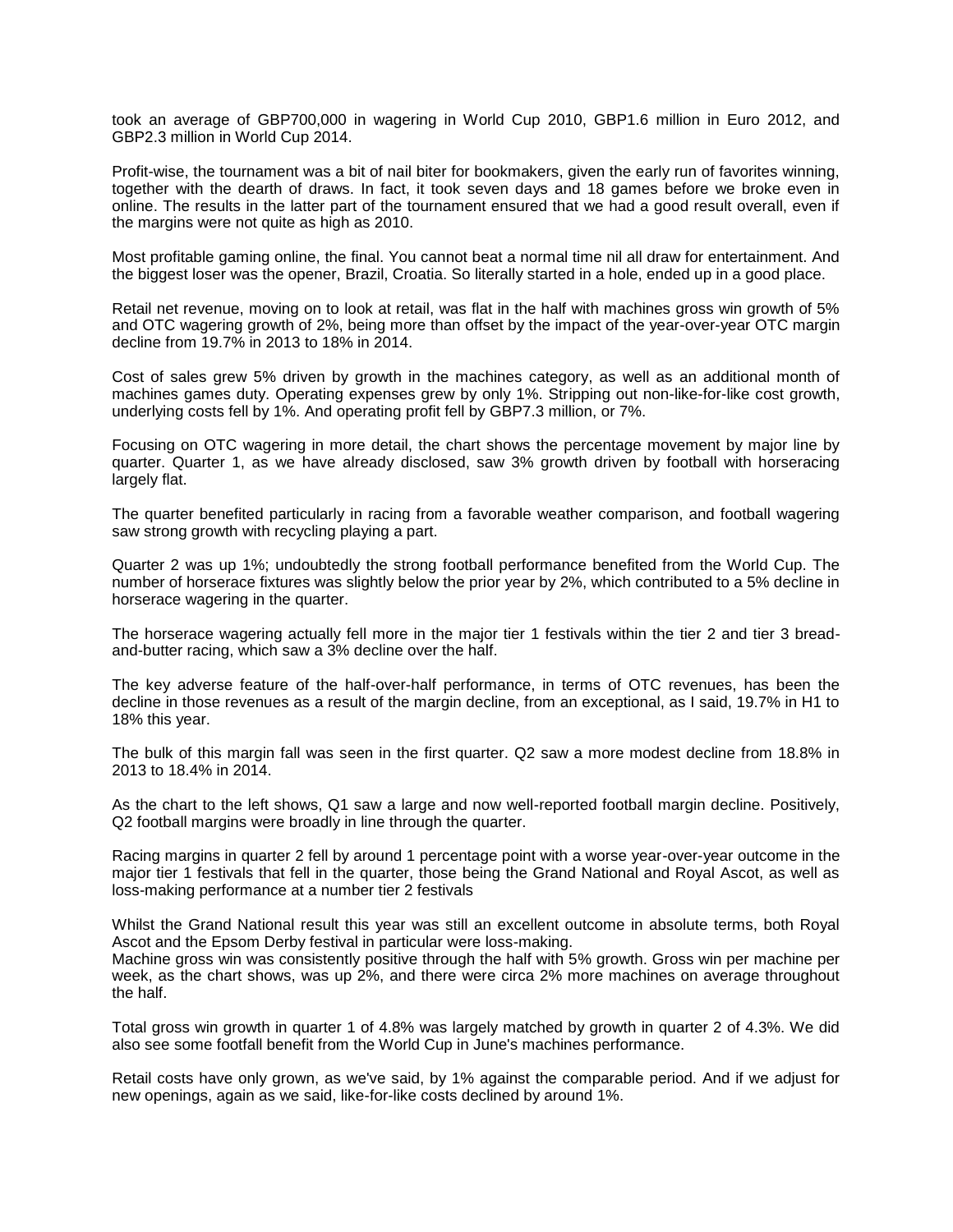took an average of GBP700,000 in wagering in World Cup 2010, GBP1.6 million in Euro 2012, and GBP2.3 million in World Cup 2014.

Profit-wise, the tournament was a bit of nail biter for bookmakers, given the early run of favorites winning, together with the dearth of draws. In fact, it took seven days and 18 games before we broke even in online. The results in the latter part of the tournament ensured that we had a good result overall, even if the margins were not quite as high as 2010.

Most profitable gaming online, the final. You cannot beat a normal time nil all draw for entertainment. And the biggest loser was the opener, Brazil, Croatia. So literally started in a hole, ended up in a good place.

Retail net revenue, moving on to look at retail, was flat in the half with machines gross win growth of 5% and OTC wagering growth of 2%, being more than offset by the impact of the year-over-year OTC margin decline from 19.7% in 2013 to 18% in 2014.

Cost of sales grew 5% driven by growth in the machines category, as well as an additional month of machines games duty. Operating expenses grew by only 1%. Stripping out non-like-for-like cost growth, underlying costs fell by 1%. And operating profit fell by GBP7.3 million, or 7%.

Focusing on OTC wagering in more detail, the chart shows the percentage movement by major line by quarter. Quarter 1, as we have already disclosed, saw 3% growth driven by football with horseracing largely flat.

The quarter benefited particularly in racing from a favorable weather comparison, and football wagering saw strong growth with recycling playing a part.

Quarter 2 was up 1%; undoubtedly the strong football performance benefited from the World Cup. The number of horserace fixtures was slightly below the prior year by 2%, which contributed to a 5% decline in horserace wagering in the quarter.

The horserace wagering actually fell more in the major tier 1 festivals within the tier 2 and tier 3 bread-and-butter racing, which saw a 3% decline over the half.

The key adverse feature of the half-over-half performance, in terms of OTC revenues, has been the decline in those revenues as a result of the margin decline, from an exceptional, as I said, 19.7% in H1 to 18% this year.

The bulk of this margin fall was seen in the first quarter. Q2 saw a more modest decline from 18.8% in 2013 to 18.4% in 2014.

As the chart to the left shows, Q1 saw a large and now well-reported football margin decline. Positively, Q2 football margins were broadly in line through the quarter.

Racing margins in quarter 2 fell by around 1 percentage point with a worse year-over-year outcome in the major tier 1 festivals that fell in the quarter, those being the Grand National and Royal Ascot, as well as loss-making performance at a number tier 2 festivals

Whilst the Grand National result this year was still an excellent outcome in absolute terms, both Royal Ascot and the Epsom Derby festival in particular were loss-making.
Machine gross win was consistently positive through the half with 5% growth. Gross win per machine per week, as the chart shows, was up 2%, and there were circa 2% more machines on average throughout the half.

Total gross win growth in quarter 1 of 4.8% was largely matched by growth in quarter 2 of 4.3%. We did also see some footfall benefit from the World Cup in June's machines performance.

Retail costs have only grown, as we've said, by 1% against the comparable period. And if we adjust for new openings, again as we said, like-for-like costs declined by around 1%.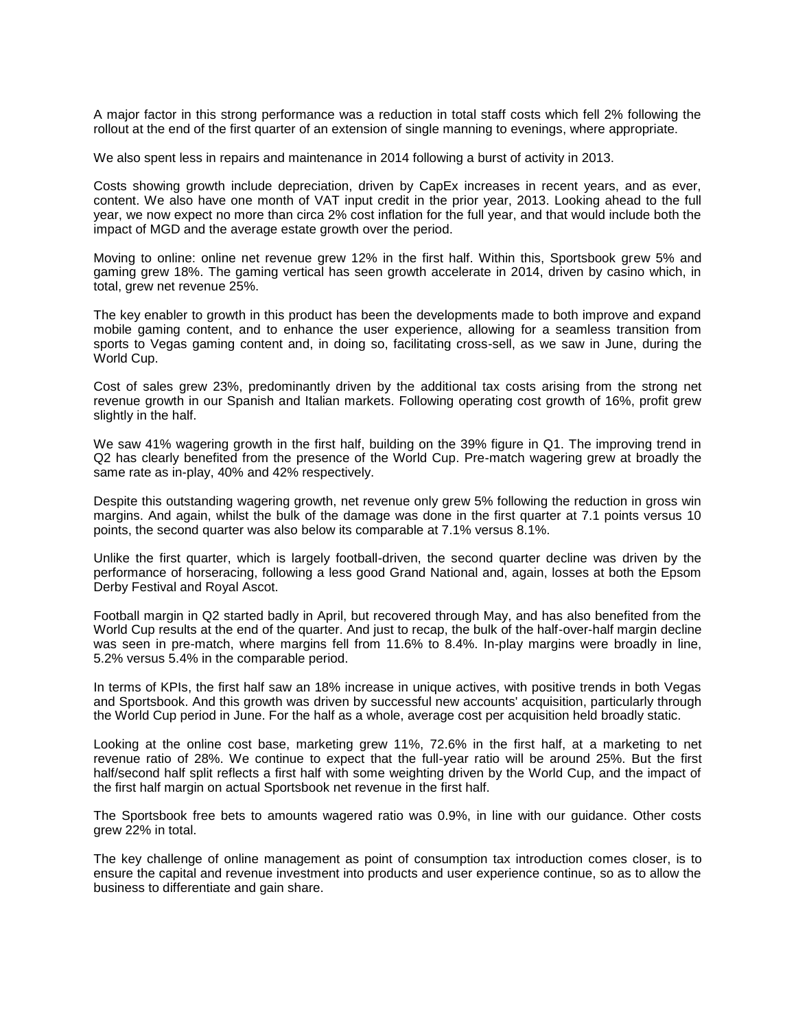A major factor in this strong performance was a reduction in total staff costs which fell 2% following the rollout at the end of the first quarter of an extension of single manning to evenings, where appropriate.

We also spent less in repairs and maintenance in 2014 following a burst of activity in 2013.

Costs showing growth include depreciation, driven by CapEx increases in recent years, and as ever, content. We also have one month of VAT input credit in the prior year, 2013. Looking ahead to the full year, we now expect no more than circa 2% cost inflation for the full year, and that would include both the impact of MGD and the average estate growth over the period.

Moving to online: online net revenue grew 12% in the first half. Within this, Sportsbook grew 5% and gaming grew 18%. The gaming vertical has seen growth accelerate in 2014, driven by casino which, in total, grew net revenue 25%.

The key enabler to growth in this product has been the developments made to both improve and expand mobile gaming content, and to enhance the user experience, allowing for a seamless transition from sports to Vegas gaming content and, in doing so, facilitating cross-sell, as we saw in June, during the World Cup.

Cost of sales grew 23%, predominantly driven by the additional tax costs arising from the strong net revenue growth in our Spanish and Italian markets. Following operating cost growth of 16%, profit grew slightly in the half.

We saw 41% wagering growth in the first half, building on the 39% figure in Q1. The improving trend in Q2 has clearly benefited from the presence of the World Cup. Pre-match wagering grew at broadly the same rate as in-play, 40% and 42% respectively.

Despite this outstanding wagering growth, net revenue only grew 5% following the reduction in gross win margins. And again, whilst the bulk of the damage was done in the first quarter at 7.1 points versus 10 points, the second quarter was also below its comparable at 7.1% versus 8.1%.

Unlike the first quarter, which is largely football-driven, the second quarter decline was driven by the performance of horseracing, following a less good Grand National and, again, losses at both the Epsom Derby Festival and Royal Ascot.

Football margin in Q2 started badly in April, but recovered through May, and has also benefited from the World Cup results at the end of the quarter. And just to recap, the bulk of the half-over-half margin decline was seen in pre-match, where margins fell from 11.6% to 8.4%. In-play margins were broadly in line, 5.2% versus 5.4% in the comparable period.

In terms of KPIs, the first half saw an 18% increase in unique actives, with positive trends in both Vegas and Sportsbook. And this growth was driven by successful new accounts' acquisition, particularly through the World Cup period in June. For the half as a whole, average cost per acquisition held broadly static.

Looking at the online cost base, marketing grew 11%, 72.6% in the first half, at a marketing to net revenue ratio of 28%. We continue to expect that the full-year ratio will be around 25%. But the first half/second half split reflects a first half with some weighting driven by the World Cup, and the impact of the first half margin on actual Sportsbook net revenue in the first half.

The Sportsbook free bets to amounts wagered ratio was 0.9%, in line with our guidance. Other costs grew 22% in total.

The key challenge of online management as point of consumption tax introduction comes closer, is to ensure the capital and revenue investment into products and user experience continue, so as to allow the business to differentiate and gain share.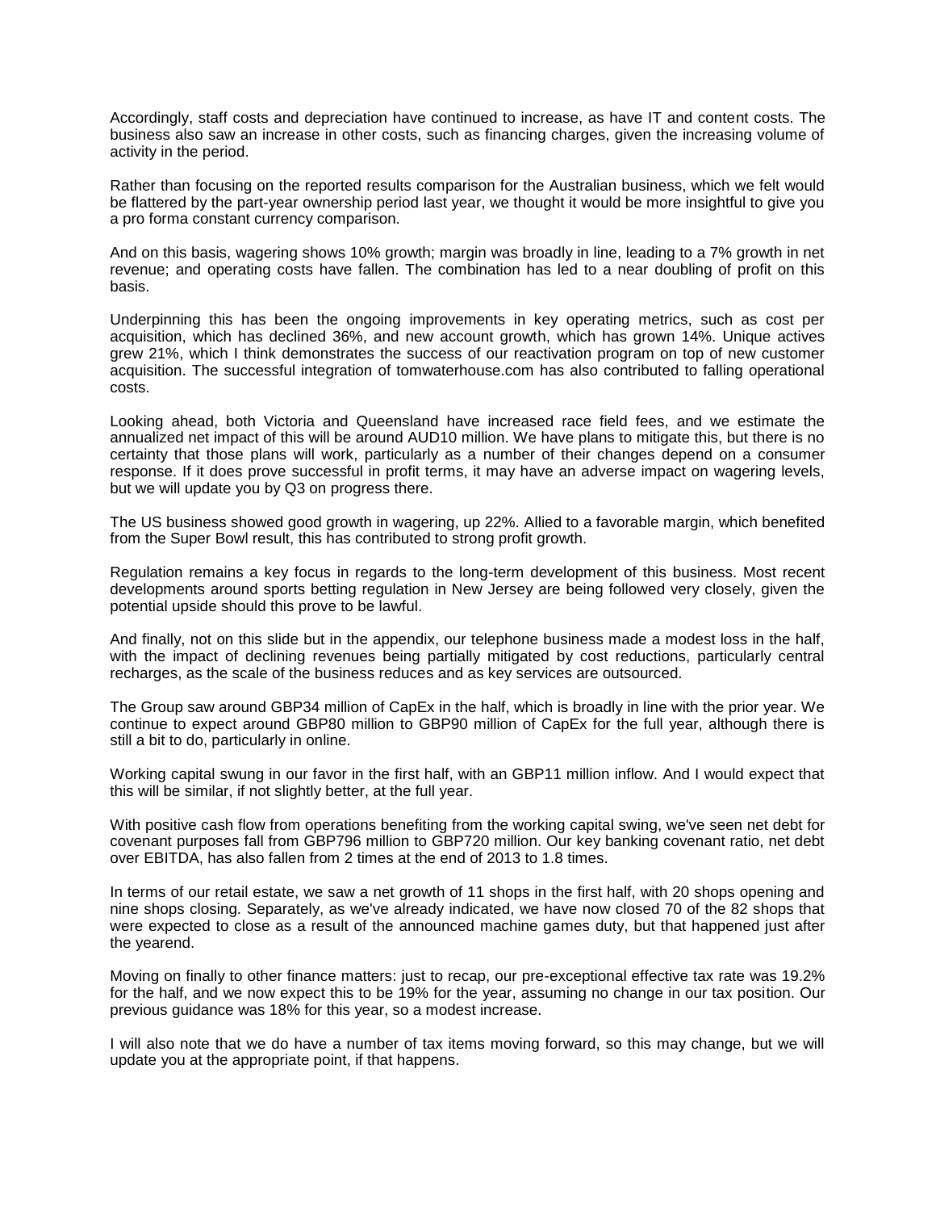Accordingly, staff costs and depreciation have continued to increase, as have IT and content costs. The business also saw an increase in other costs, such as financing charges, given the increasing volume of activity in the period.

Rather than focusing on the reported results comparison for the Australian business, which we felt would be flattered by the part-year ownership period last year, we thought it would be more insightful to give you a pro forma constant currency comparison.

And on this basis, wagering shows 10% growth; margin was broadly in line, leading to a 7% growth in net revenue; and operating costs have fallen. The combination has led to a near doubling of profit on this basis.

Underpinning this has been the ongoing improvements in key operating metrics, such as cost per acquisition, which has declined 36%, and new account growth, which has grown 14%. Unique actives grew 21%, which I think demonstrates the success of our reactivation program on top of new customer acquisition. The successful integration of tomwaterhouse.com has also contributed to falling operational costs.

Looking ahead, both Victoria and Queensland have increased race field fees, and we estimate the annualized net impact of this will be around AUD10 million. We have plans to mitigate this, but there is no certainty that those plans will work, particularly as a number of their changes depend on a consumer response. If it does prove successful in profit terms, it may have an adverse impact on wagering levels, but we will update you by Q3 on progress there.

The US business showed good growth in wagering, up 22%. Allied to a favorable margin, which benefited from the Super Bowl result, this has contributed to strong profit growth.

Regulation remains a key focus in regards to the long-term development of this business. Most recent developments around sports betting regulation in New Jersey are being followed very closely, given the potential upside should this prove to be lawful.

And finally, not on this slide but in the appendix, our telephone business made a modest loss in the half, with the impact of declining revenues being partially mitigated by cost reductions, particularly central recharges, as the scale of the business reduces and as key services are outsourced.

The Group saw around GBP34 million of CapEx in the half, which is broadly in line with the prior year. We continue to expect around GBP80 million to GBP90 million of CapEx for the full year, although there is still a bit to do, particularly in online.

Working capital swung in our favor in the first half, with an GBP11 million inflow. And I would expect that this will be similar, if not slightly better, at the full year.

With positive cash flow from operations benefiting from the working capital swing, we've seen net debt for covenant purposes fall from GBP796 million to GBP720 million. Our key banking covenant ratio, net debt over EBITDA, has also fallen from 2 times at the end of 2013 to 1.8 times.

In terms of our retail estate, we saw a net growth of 11 shops in the first half, with 20 shops opening and nine shops closing. Separately, as we've already indicated, we have now closed 70 of the 82 shops that were expected to close as a result of the announced machine games duty, but that happened just after the yearend.

Moving on finally to other finance matters: just to recap, our pre-exceptional effective tax rate was 19.2% for the half, and we now expect this to be 19% for the year, assuming no change in our tax position. Our previous guidance was 18% for this year, so a modest increase.

I will also note that we do have a number of tax items moving forward, so this may change, but we will update you at the appropriate point, if that happens.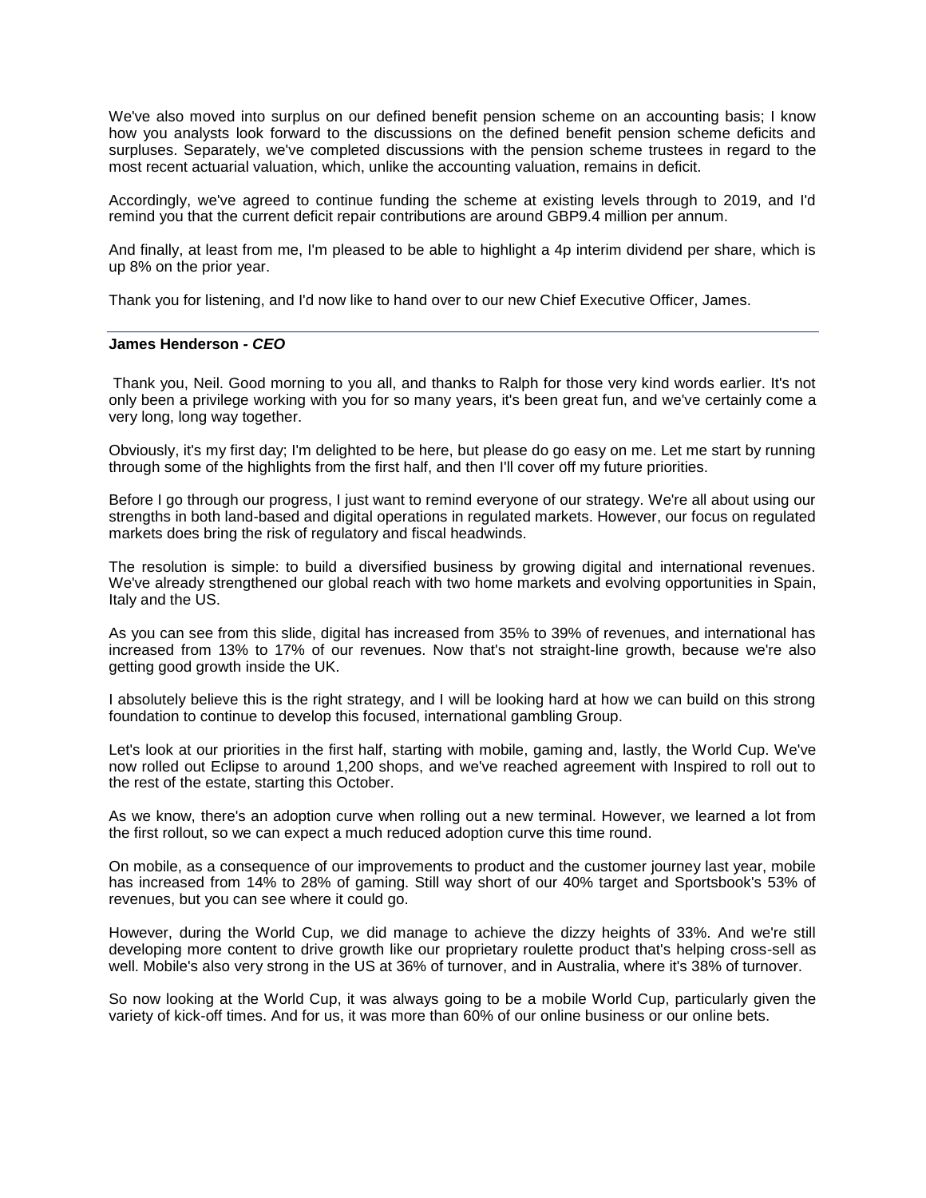We've also moved into surplus on our defined benefit pension scheme on an accounting basis; I know how you analysts look forward to the discussions on the defined benefit pension scheme deficits and surpluses. Separately, we've completed discussions with the pension scheme trustees in regard to the most recent actuarial valuation, which, unlike the accounting valuation, remains in deficit.

Accordingly, we've agreed to continue funding the scheme at existing levels through to 2019, and I'd remind you that the current deficit repair contributions are around GBP9.4 million per annum.

And finally, at least from me, I'm pleased to be able to highlight a 4p interim dividend per share, which is up 8% on the prior year.

Thank you for listening, and I'd now like to hand over to our new Chief Executive Officer, James.

---

**James Henderson - *CEO***

Thank you, Neil. Good morning to you all, and thanks to Ralph for those very kind words earlier. It's not only been a privilege working with you for so many years, it's been great fun, and we've certainly come a very long, long way together.

Obviously, it's my first day; I'm delighted to be here, but please do go easy on me. Let me start by running through some of the highlights from the first half, and then I'll cover off my future priorities.

Before I go through our progress, I just want to remind everyone of our strategy. We're all about using our strengths in both land-based and digital operations in regulated markets. However, our focus on regulated markets does bring the risk of regulatory and fiscal headwinds.

The resolution is simple: to build a diversified business by growing digital and international revenues. We've already strengthened our global reach with two home markets and evolving opportunities in Spain, Italy and the US.

As you can see from this slide, digital has increased from 35% to 39% of revenues, and international has increased from 13% to 17% of our revenues. Now that's not straight-line growth, because we're also getting good growth inside the UK.

I absolutely believe this is the right strategy, and I will be looking hard at how we can build on this strong foundation to continue to develop this focused, international gambling Group.

Let's look at our priorities in the first half, starting with mobile, gaming and, lastly, the World Cup. We've now rolled out Eclipse to around 1,200 shops, and we've reached agreement with Inspired to roll out to the rest of the estate, starting this October.

As we know, there's an adoption curve when rolling out a new terminal. However, we learned a lot from the first rollout, so we can expect a much reduced adoption curve this time round.

On mobile, as a consequence of our improvements to product and the customer journey last year, mobile has increased from 14% to 28% of gaming. Still way short of our 40% target and Sportsbook's 53% of revenues, but you can see where it could go.

However, during the World Cup, we did manage to achieve the dizzy heights of 33%. And we're still developing more content to drive growth like our proprietary roulette product that's helping cross-sell as well. Mobile's also very strong in the US at 36% of turnover, and in Australia, where it's 38% of turnover.

So now looking at the World Cup, it was always going to be a mobile World Cup, particularly given the variety of kick-off times. And for us, it was more than 60% of our online business or our online bets.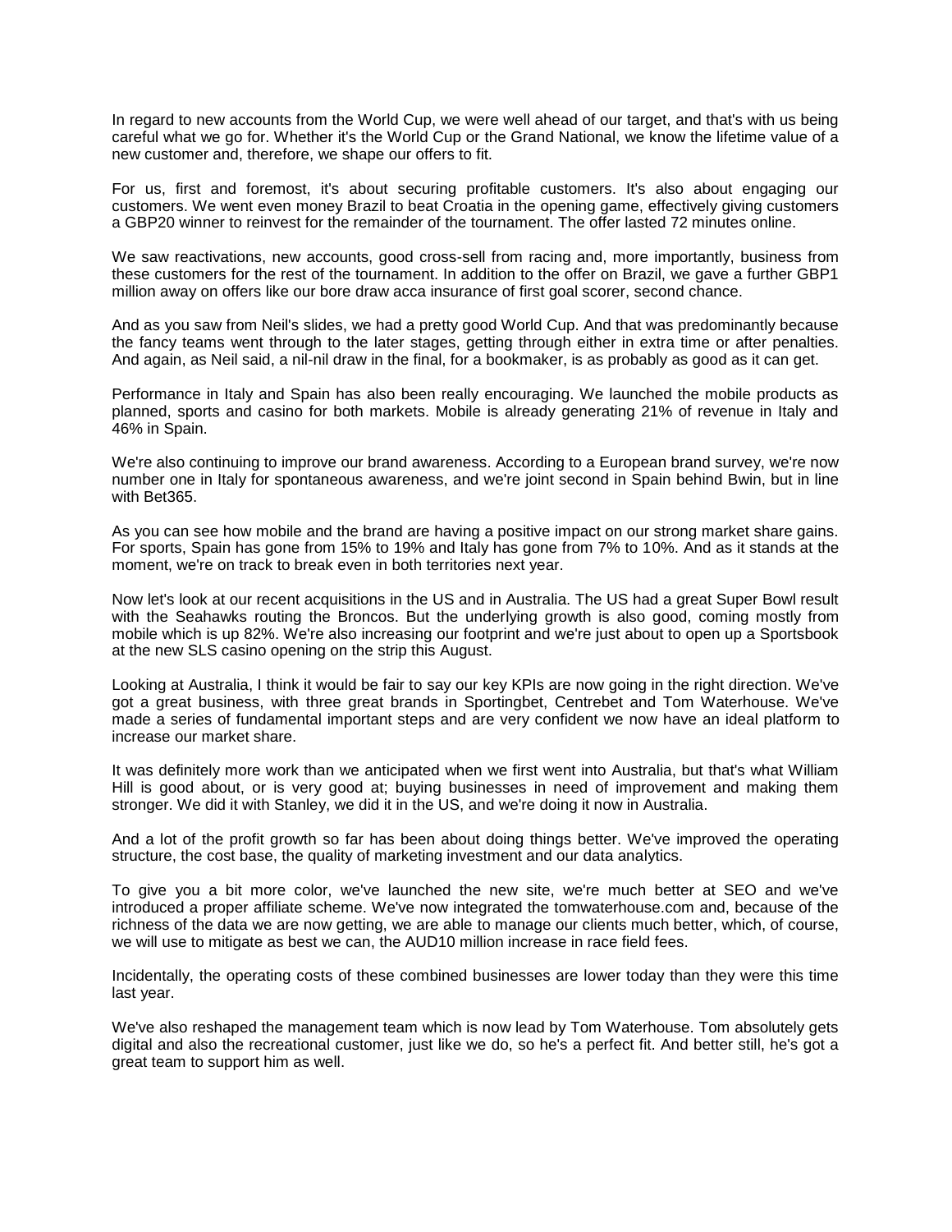In regard to new accounts from the World Cup, we were well ahead of our target, and that's with us being careful what we go for. Whether it's the World Cup or the Grand National, we know the lifetime value of a new customer and, therefore, we shape our offers to fit.

For us, first and foremost, it's about securing profitable customers. It's also about engaging our customers. We went even money Brazil to beat Croatia in the opening game, effectively giving customers a GBP20 winner to reinvest for the remainder of the tournament. The offer lasted 72 minutes online.

We saw reactivations, new accounts, good cross-sell from racing and, more importantly, business from these customers for the rest of the tournament. In addition to the offer on Brazil, we gave a further GBP1 million away on offers like our bore draw acca insurance of first goal scorer, second chance.

And as you saw from Neil's slides, we had a pretty good World Cup. And that was predominantly because the fancy teams went through to the later stages, getting through either in extra time or after penalties. And again, as Neil said, a nil-nil draw in the final, for a bookmaker, is as probably as good as it can get.

Performance in Italy and Spain has also been really encouraging. We launched the mobile products as planned, sports and casino for both markets. Mobile is already generating 21% of revenue in Italy and 46% in Spain.

We're also continuing to improve our brand awareness. According to a European brand survey, we're now number one in Italy for spontaneous awareness, and we're joint second in Spain behind Bwin, but in line with Bet365.

As you can see how mobile and the brand are having a positive impact on our strong market share gains. For sports, Spain has gone from 15% to 19% and Italy has gone from 7% to 10%. And as it stands at the moment, we're on track to break even in both territories next year.

Now let's look at our recent acquisitions in the US and in Australia. The US had a great Super Bowl result with the Seahawks routing the Broncos. But the underlying growth is also good, coming mostly from mobile which is up 82%. We're also increasing our footprint and we're just about to open up a Sportsbook at the new SLS casino opening on the strip this August.

Looking at Australia, I think it would be fair to say our key KPIs are now going in the right direction. We've got a great business, with three great brands in Sportingbet, Centrebet and Tom Waterhouse. We've made a series of fundamental important steps and are very confident we now have an ideal platform to increase our market share.

It was definitely more work than we anticipated when we first went into Australia, but that's what William Hill is good about, or is very good at; buying businesses in need of improvement and making them stronger. We did it with Stanley, we did it in the US, and we're doing it now in Australia.

And a lot of the profit growth so far has been about doing things better. We've improved the operating structure, the cost base, the quality of marketing investment and our data analytics.

To give you a bit more color, we've launched the new site, we're much better at SEO and we've introduced a proper affiliate scheme. We've now integrated the tomwaterhouse.com and, because of the richness of the data we are now getting, we are able to manage our clients much better, which, of course, we will use to mitigate as best we can, the AUD10 million increase in race field fees.

Incidentally, the operating costs of these combined businesses are lower today than they were this time last year.

We've also reshaped the management team which is now lead by Tom Waterhouse. Tom absolutely gets digital and also the recreational customer, just like we do, so he's a perfect fit. And better still, he's got a great team to support him as well.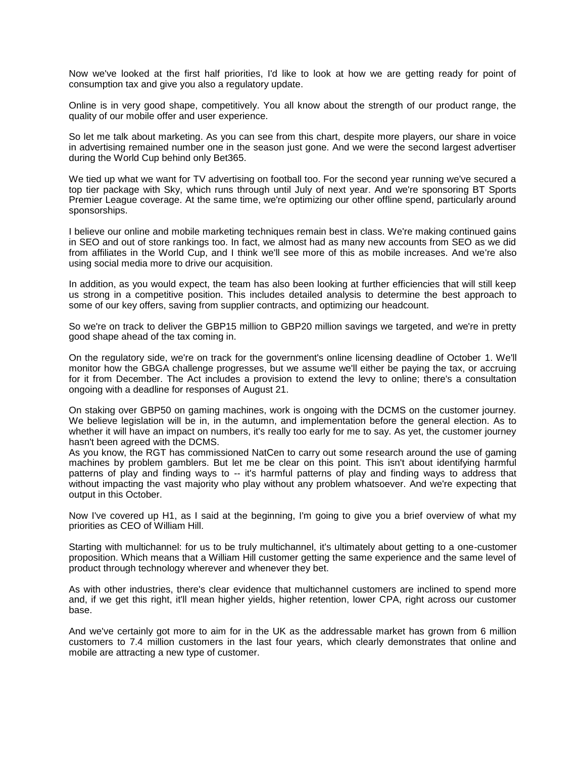Now we've looked at the first half priorities, I'd like to look at how we are getting ready for point of consumption tax and give you also a regulatory update.

Online is in very good shape, competitively. You all know about the strength of our product range, the quality of our mobile offer and user experience.

So let me talk about marketing. As you can see from this chart, despite more players, our share in voice in advertising remained number one in the season just gone. And we were the second largest advertiser during the World Cup behind only Bet365.

We tied up what we want for TV advertising on football too. For the second year running we've secured a top tier package with Sky, which runs through until July of next year. And we're sponsoring BT Sports Premier League coverage. At the same time, we're optimizing our other offline spend, particularly around sponsorships.

I believe our online and mobile marketing techniques remain best in class. We're making continued gains in SEO and out of store rankings too. In fact, we almost had as many new accounts from SEO as we did from affiliates in the World Cup, and I think we'll see more of this as mobile increases. And we're also using social media more to drive our acquisition.

In addition, as you would expect, the team has also been looking at further efficiencies that will still keep us strong in a competitive position. This includes detailed analysis to determine the best approach to some of our key offers, saving from supplier contracts, and optimizing our headcount.

So we're on track to deliver the GBP15 million to GBP20 million savings we targeted, and we're in pretty good shape ahead of the tax coming in.

On the regulatory side, we're on track for the government's online licensing deadline of October 1. We'll monitor how the GBGA challenge progresses, but we assume we'll either be paying the tax, or accruing for it from December. The Act includes a provision to extend the levy to online; there's a consultation ongoing with a deadline for responses of August 21.

On staking over GBP50 on gaming machines, work is ongoing with the DCMS on the customer journey. We believe legislation will be in, in the autumn, and implementation before the general election. As to whether it will have an impact on numbers, it's really too early for me to say. As yet, the customer journey hasn't been agreed with the DCMS.
As you know, the RGT has commissioned NatCen to carry out some research around the use of gaming machines by problem gamblers. But let me be clear on this point. This isn't about identifying harmful patterns of play and finding ways to -- it's harmful patterns of play and finding ways to address that without impacting the vast majority who play without any problem whatsoever. And we're expecting that output in this October.

Now I've covered up H1, as I said at the beginning, I'm going to give you a brief overview of what my priorities as CEO of William Hill.

Starting with multichannel: for us to be truly multichannel, it's ultimately about getting to a one-customer proposition. Which means that a William Hill customer getting the same experience and the same level of product through technology wherever and whenever they bet.

As with other industries, there's clear evidence that multichannel customers are inclined to spend more and, if we get this right, it'll mean higher yields, higher retention, lower CPA, right across our customer base.

And we've certainly got more to aim for in the UK as the addressable market has grown from 6 million customers to 7.4 million customers in the last four years, which clearly demonstrates that online and mobile are attracting a new type of customer.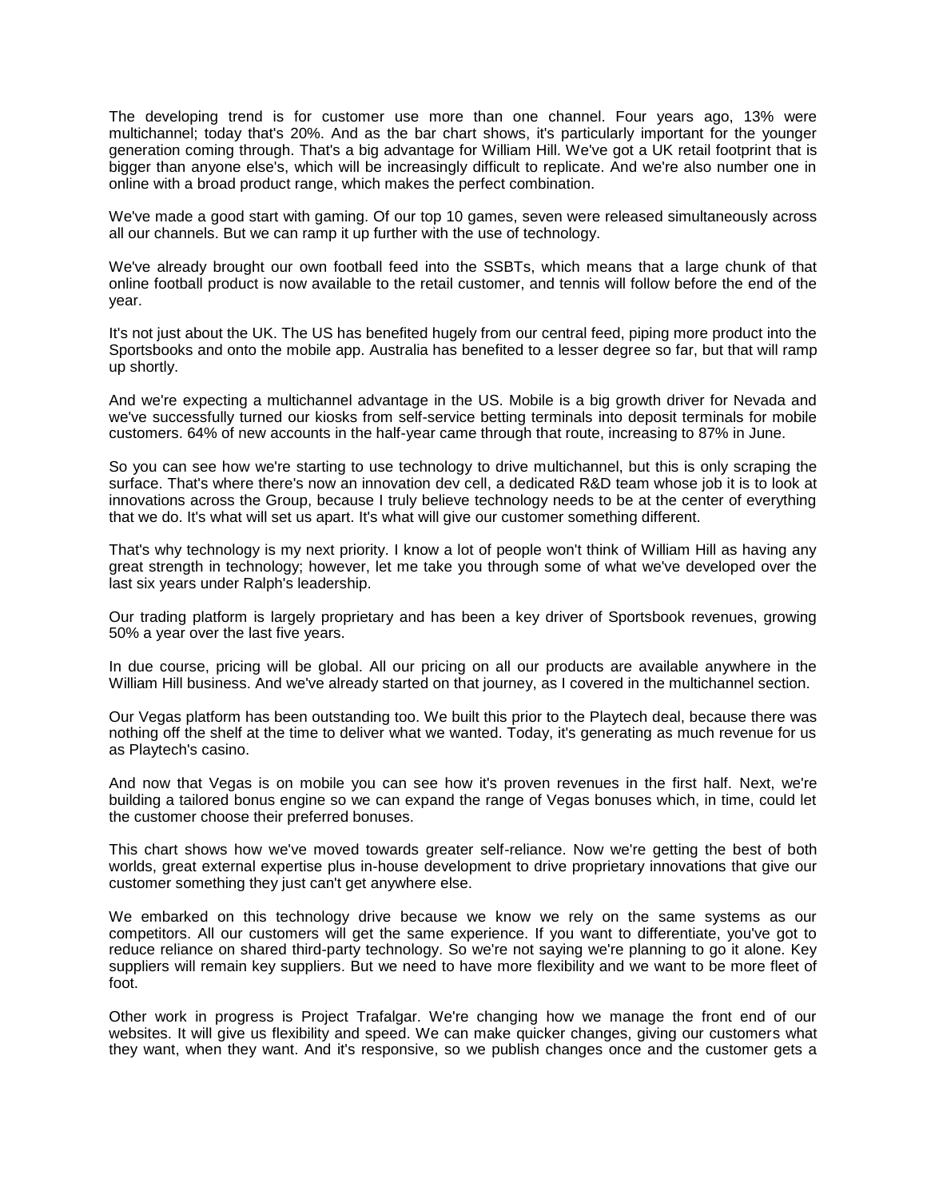The developing trend is for customer use more than one channel. Four years ago, 13% were multichannel; today that's 20%. And as the bar chart shows, it's particularly important for the younger generation coming through. That's a big advantage for William Hill. We've got a UK retail footprint that is bigger than anyone else's, which will be increasingly difficult to replicate. And we're also number one in online with a broad product range, which makes the perfect combination.

We've made a good start with gaming. Of our top 10 games, seven were released simultaneously across all our channels. But we can ramp it up further with the use of technology.

We've already brought our own football feed into the SSBTs, which means that a large chunk of that online football product is now available to the retail customer, and tennis will follow before the end of the year.

It's not just about the UK. The US has benefited hugely from our central feed, piping more product into the Sportsbooks and onto the mobile app. Australia has benefited to a lesser degree so far, but that will ramp up shortly.

And we're expecting a multichannel advantage in the US. Mobile is a big growth driver for Nevada and we've successfully turned our kiosks from self-service betting terminals into deposit terminals for mobile customers. 64% of new accounts in the half-year came through that route, increasing to 87% in June.

So you can see how we're starting to use technology to drive multichannel, but this is only scraping the surface. That's where there's now an innovation dev cell, a dedicated R&D team whose job it is to look at innovations across the Group, because I truly believe technology needs to be at the center of everything that we do. It's what will set us apart. It's what will give our customer something different.

That's why technology is my next priority. I know a lot of people won't think of William Hill as having any great strength in technology; however, let me take you through some of what we've developed over the last six years under Ralph's leadership.

Our trading platform is largely proprietary and has been a key driver of Sportsbook revenues, growing 50% a year over the last five years.

In due course, pricing will be global. All our pricing on all our products are available anywhere in the William Hill business. And we've already started on that journey, as I covered in the multichannel section.

Our Vegas platform has been outstanding too. We built this prior to the Playtech deal, because there was nothing off the shelf at the time to deliver what we wanted. Today, it's generating as much revenue for us as Playtech's casino.

And now that Vegas is on mobile you can see how it's proven revenues in the first half. Next, we're building a tailored bonus engine so we can expand the range of Vegas bonuses which, in time, could let the customer choose their preferred bonuses.

This chart shows how we've moved towards greater self-reliance. Now we're getting the best of both worlds, great external expertise plus in-house development to drive proprietary innovations that give our customer something they just can't get anywhere else.

We embarked on this technology drive because we know we rely on the same systems as our competitors. All our customers will get the same experience. If you want to differentiate, you've got to reduce reliance on shared third-party technology. So we're not saying we're planning to go it alone. Key suppliers will remain key suppliers. But we need to have more flexibility and we want to be more fleet of foot.

Other work in progress is Project Trafalgar. We're changing how we manage the front end of our websites. It will give us flexibility and speed. We can make quicker changes, giving our customers what they want, when they want. And it's responsive, so we publish changes once and the customer gets a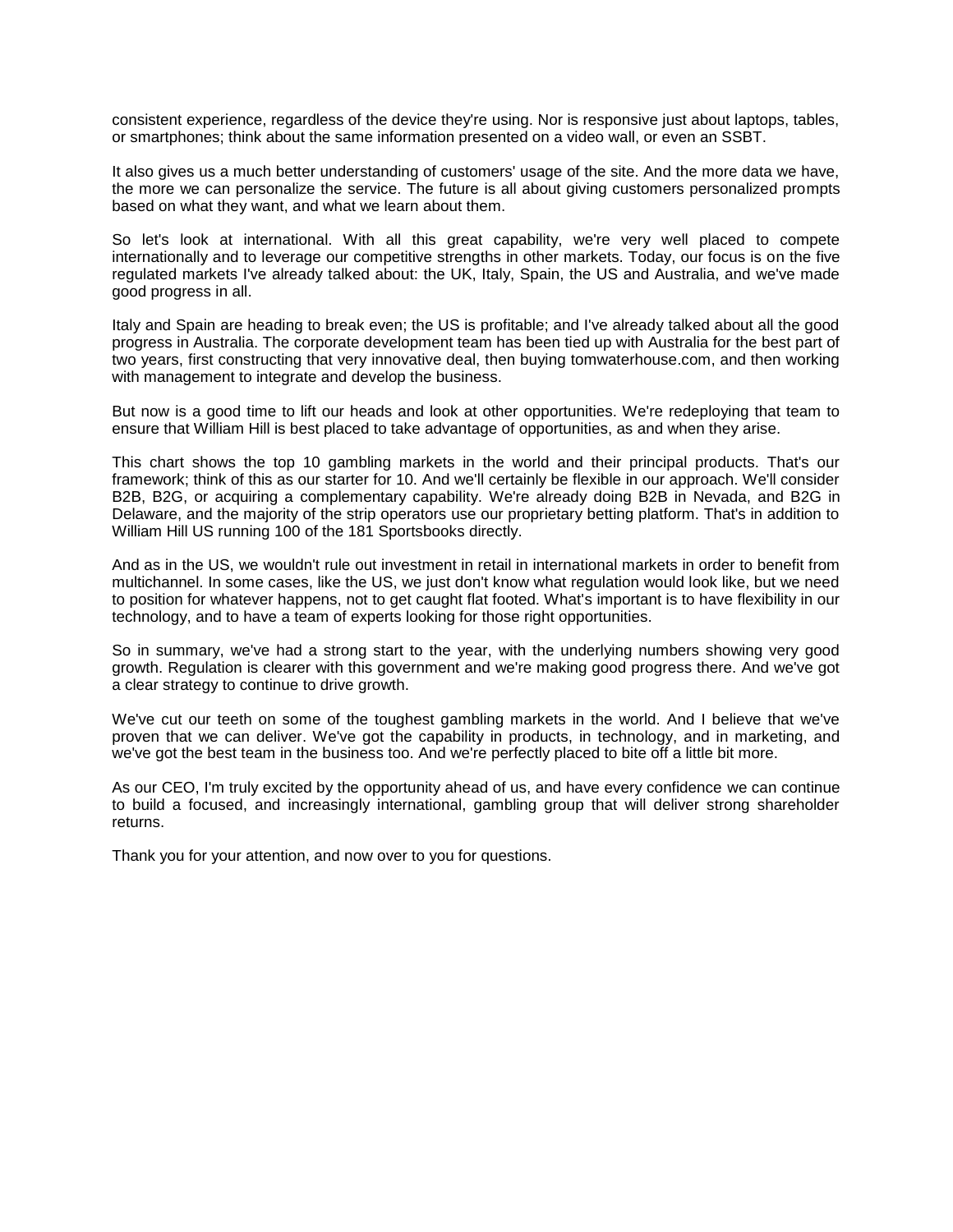consistent experience, regardless of the device they're using. Nor is responsive just about laptops, tables, or smartphones; think about the same information presented on a video wall, or even an SSBT.

It also gives us a much better understanding of customers' usage of the site. And the more data we have, the more we can personalize the service. The future is all about giving customers personalized prompts based on what they want, and what we learn about them.

So let's look at international. With all this great capability, we're very well placed to compete internationally and to leverage our competitive strengths in other markets. Today, our focus is on the five regulated markets I've already talked about: the UK, Italy, Spain, the US and Australia, and we've made good progress in all.

Italy and Spain are heading to break even; the US is profitable; and I've already talked about all the good progress in Australia. The corporate development team has been tied up with Australia for the best part of two years, first constructing that very innovative deal, then buying tomwaterhouse.com, and then working with management to integrate and develop the business.

But now is a good time to lift our heads and look at other opportunities. We're redeploying that team to ensure that William Hill is best placed to take advantage of opportunities, as and when they arise.

This chart shows the top 10 gambling markets in the world and their principal products. That's our framework; think of this as our starter for 10. And we'll certainly be flexible in our approach. We'll consider B2B, B2G, or acquiring a complementary capability. We're already doing B2B in Nevada, and B2G in Delaware, and the majority of the strip operators use our proprietary betting platform. That's in addition to William Hill US running 100 of the 181 Sportsbooks directly.

And as in the US, we wouldn't rule out investment in retail in international markets in order to benefit from multichannel. In some cases, like the US, we just don't know what regulation would look like, but we need to position for whatever happens, not to get caught flat footed. What's important is to have flexibility in our technology, and to have a team of experts looking for those right opportunities.

So in summary, we've had a strong start to the year, with the underlying numbers showing very good growth. Regulation is clearer with this government and we're making good progress there. And we've got a clear strategy to continue to drive growth.

We've cut our teeth on some of the toughest gambling markets in the world. And I believe that we've proven that we can deliver. We've got the capability in products, in technology, and in marketing, and we've got the best team in the business too. And we're perfectly placed to bite off a little bit more.

As our CEO, I'm truly excited by the opportunity ahead of us, and have every confidence we can continue to build a focused, and increasingly international, gambling group that will deliver strong shareholder returns.

Thank you for your attention, and now over to you for questions.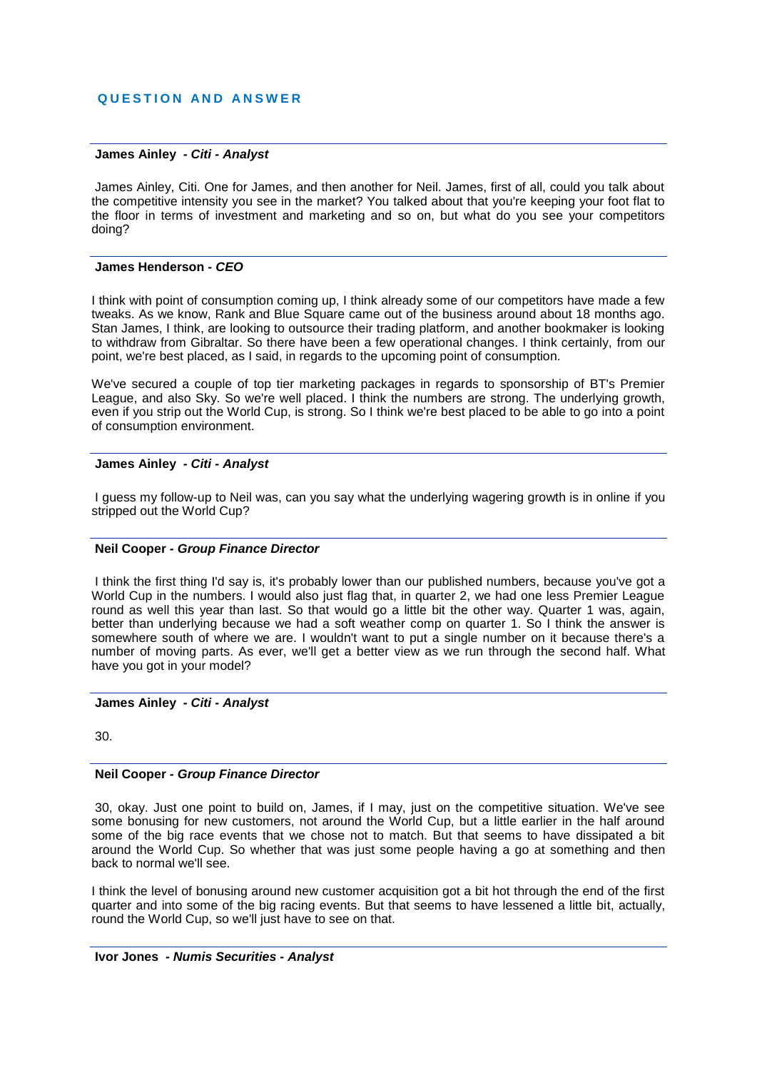## QUESTION AND ANSWER

**James Ainley** *- Citi - Analyst*

James Ainley, Citi. One for James, and then another for Neil. James, first of all, could you talk about the competitive intensity you see in the market? You talked about that you're keeping your foot flat to the floor in terms of investment and marketing and so on, but what do you see your competitors doing?

**James Henderson** *- CEO*

I think with point of consumption coming up, I think already some of our competitors have made a few tweaks. As we know, Rank and Blue Square came out of the business around about 18 months ago. Stan James, I think, are looking to outsource their trading platform, and another bookmaker is looking to withdraw from Gibraltar. So there have been a few operational changes. I think certainly, from our point, we're best placed, as I said, in regards to the upcoming point of consumption.

We've secured a couple of top tier marketing packages in regards to sponsorship of BT's Premier League, and also Sky. So we're well placed. I think the numbers are strong. The underlying growth, even if you strip out the World Cup, is strong. So I think we're best placed to be able to go into a point of consumption environment.

**James Ainley** *- Citi - Analyst*

I guess my follow-up to Neil was, can you say what the underlying wagering growth is in online if you stripped out the World Cup?

**Neil Cooper** *- Group Finance Director*

I think the first thing I'd say is, it's probably lower than our published numbers, because you've got a World Cup in the numbers. I would also just flag that, in quarter 2, we had one less Premier League round as well this year than last. So that would go a little bit the other way. Quarter 1 was, again, better than underlying because we had a soft weather comp on quarter 1. So I think the answer is somewhere south of where we are. I wouldn't want to put a single number on it because there's a number of moving parts. As ever, we'll get a better view as we run through the second half. What have you got in your model?

**James Ainley** *- Citi - Analyst*

30.

**Neil Cooper** *- Group Finance Director*

30, okay. Just one point to build on, James, if I may, just on the competitive situation. We've see some bonusing for new customers, not around the World Cup, but a little earlier in the half around some of the big race events that we chose not to match. But that seems to have dissipated a bit around the World Cup. So whether that was just some people having a go at something and then back to normal we'll see.

I think the level of bonusing around new customer acquisition got a bit hot through the end of the first quarter and into some of the big racing events. But that seems to have lessened a little bit, actually, round the World Cup, so we'll just have to see on that.

**Ivor Jones** *- Numis Securities - Analyst*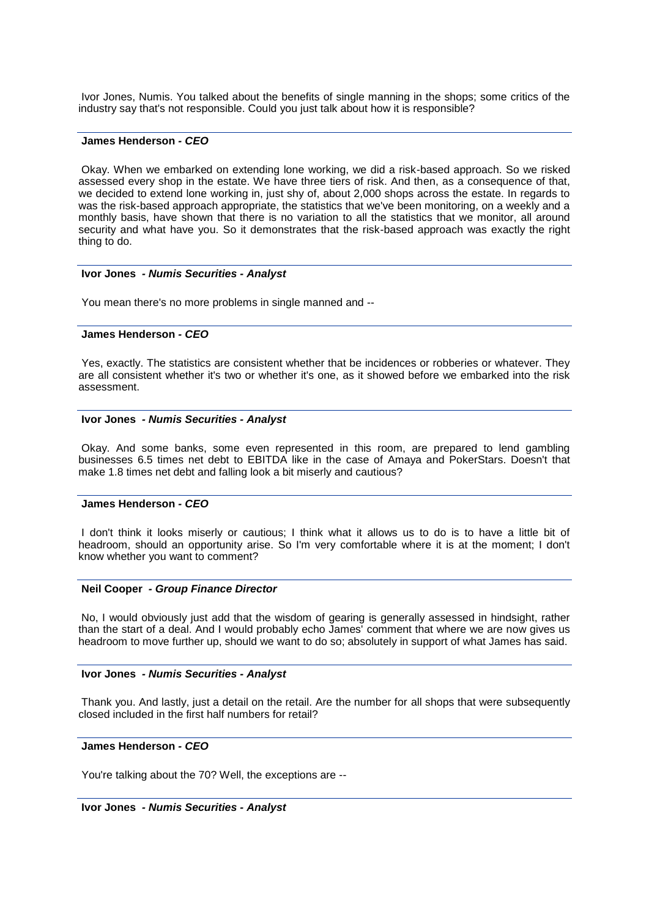Ivor Jones, Numis. You talked about the benefits of single manning in the shops; some critics of the industry say that's not responsible. Could you just talk about how it is responsible?

**James Henderson - *CEO***

Okay. When we embarked on extending lone working, we did a risk-based approach. So we risked assessed every shop in the estate. We have three tiers of risk. And then, as a consequence of that, we decided to extend lone working in, just shy of, about 2,000 shops across the estate. In regards to was the risk-based approach appropriate, the statistics that we've been monitoring, on a weekly and a monthly basis, have shown that there is no variation to all the statistics that we monitor, all around security and what have you. So it demonstrates that the risk-based approach was exactly the right thing to do.

**Ivor Jones - *Numis Securities - Analyst***

You mean there's no more problems in single manned and --

**James Henderson - *CEO***

Yes, exactly. The statistics are consistent whether that be incidences or robberies or whatever. They are all consistent whether it's two or whether it's one, as it showed before we embarked into the risk assessment.

**Ivor Jones - *Numis Securities - Analyst***

Okay. And some banks, some even represented in this room, are prepared to lend gambling businesses 6.5 times net debt to EBITDA like in the case of Amaya and PokerStars. Doesn't that make 1.8 times net debt and falling look a bit miserly and cautious?

**James Henderson - *CEO***

I don't think it looks miserly or cautious; I think what it allows us to do is to have a little bit of headroom, should an opportunity arise. So I'm very comfortable where it is at the moment; I don't know whether you want to comment?

**Neil Cooper - *Group Finance Director***

No, I would obviously just add that the wisdom of gearing is generally assessed in hindsight, rather than the start of a deal. And I would probably echo James' comment that where we are now gives us headroom to move further up, should we want to do so; absolutely in support of what James has said.

**Ivor Jones - *Numis Securities - Analyst***

Thank you. And lastly, just a detail on the retail. Are the number for all shops that were subsequently closed included in the first half numbers for retail?

**James Henderson - *CEO***

You're talking about the 70? Well, the exceptions are --

**Ivor Jones - *Numis Securities - Analyst***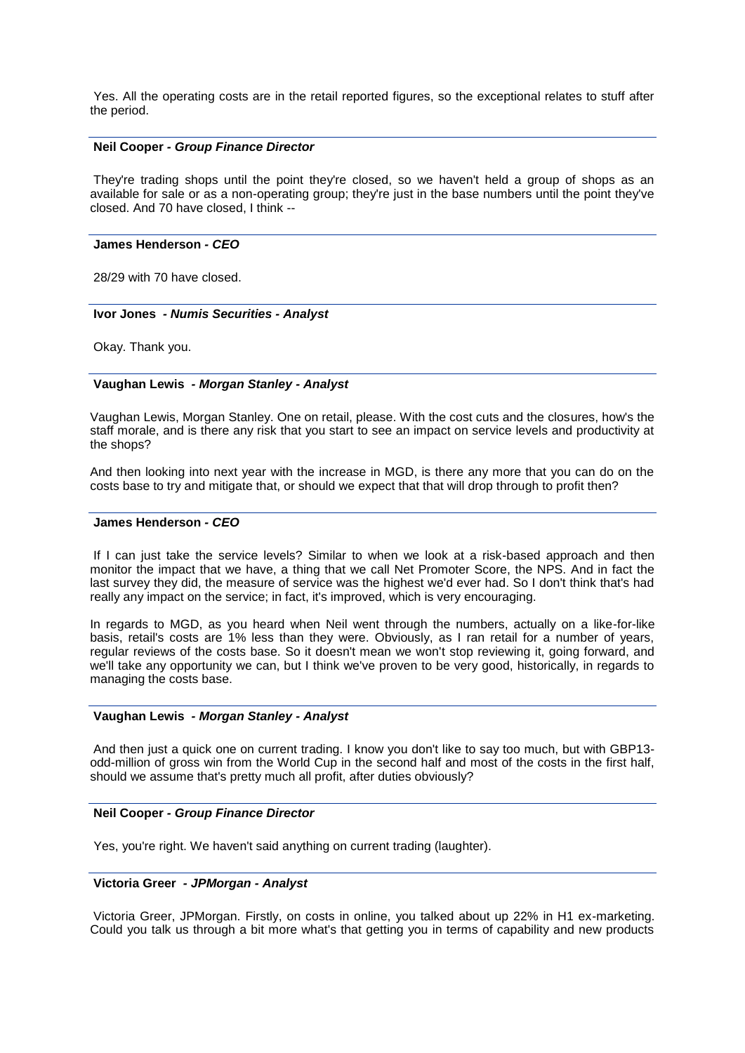Yes. All the operating costs are in the retail reported figures, so the exceptional relates to stuff after the period.

---

**Neil Cooper** - ***Group Finance Director***

They're trading shops until the point they're closed, so we haven't held a group of shops as an available for sale or as a non-operating group; they're just in the base numbers until the point they've closed. And 70 have closed, I think --

---

**James Henderson** - ***CEO***

28/29 with 70 have closed.

---

**Ivor Jones** - ***Numis Securities - Analyst***

Okay. Thank you.

---

**Vaughan Lewis** - ***Morgan Stanley - Analyst***

Vaughan Lewis, Morgan Stanley. One on retail, please. With the cost cuts and the closures, how's the staff morale, and is there any risk that you start to see an impact on service levels and productivity at the shops?

And then looking into next year with the increase in MGD, is there any more that you can do on the costs base to try and mitigate that, or should we expect that that will drop through to profit then?

---

**James Henderson** - ***CEO***

If I can just take the service levels? Similar to when we look at a risk-based approach and then monitor the impact that we have, a thing that we call Net Promoter Score, the NPS. And in fact the last survey they did, the measure of service was the highest we'd ever had. So I don't think that's had really any impact on the service; in fact, it's improved, which is very encouraging.

In regards to MGD, as you heard when Neil went through the numbers, actually on a like-for-like basis, retail's costs are 1% less than they were. Obviously, as I ran retail for a number of years, regular reviews of the costs base. So it doesn't mean we won't stop reviewing it, going forward, and we'll take any opportunity we can, but I think we've proven to be very good, historically, in regards to managing the costs base.

---

**Vaughan Lewis** - ***Morgan Stanley - Analyst***

And then just a quick one on current trading. I know you don't like to say too much, but with GBP13-odd-million of gross win from the World Cup in the second half and most of the costs in the first half, should we assume that's pretty much all profit, after duties obviously?

---

**Neil Cooper** - ***Group Finance Director***

Yes, you're right. We haven't said anything on current trading (laughter).

---

**Victoria Greer** - ***JPMorgan - Analyst***

Victoria Greer, JPMorgan. Firstly, on costs in online, you talked about up 22% in H1 ex-marketing. Could you talk us through a bit more what's that getting you in terms of capability and new products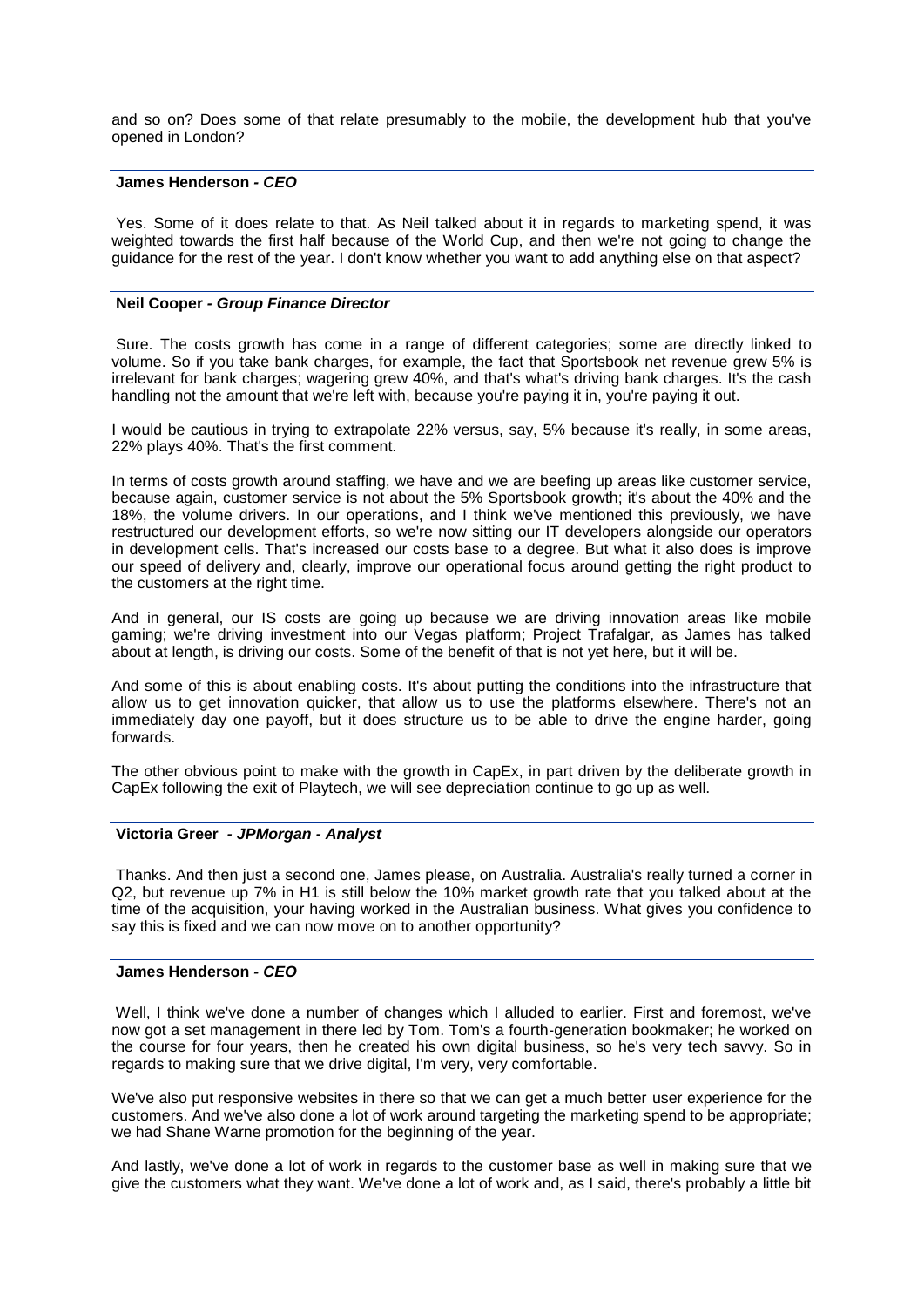and so on? Does some of that relate presumably to the mobile, the development hub that you've opened in London?

---

**James Henderson - *CEO***

Yes. Some of it does relate to that. As Neil talked about it in regards to marketing spend, it was weighted towards the first half because of the World Cup, and then we're not going to change the guidance for the rest of the year. I don't know whether you want to add anything else on that aspect?

---

**Neil Cooper - *Group Finance Director***

Sure. The costs growth has come in a range of different categories; some are directly linked to volume. So if you take bank charges, for example, the fact that Sportsbook net revenue grew 5% is irrelevant for bank charges; wagering grew 40%, and that's what's driving bank charges. It's the cash handling not the amount that we're left with, because you're paying it in, you're paying it out.

I would be cautious in trying to extrapolate 22% versus, say, 5% because it's really, in some areas, 22% plays 40%. That's the first comment.

In terms of costs growth around staffing, we have and we are beefing up areas like customer service, because again, customer service is not about the 5% Sportsbook growth; it's about the 40% and the 18%, the volume drivers. In our operations, and I think we've mentioned this previously, we have restructured our development efforts, so we're now sitting our IT developers alongside our operators in development cells. That's increased our costs base to a degree. But what it also does is improve our speed of delivery and, clearly, improve our operational focus around getting the right product to the customers at the right time.

And in general, our IS costs are going up because we are driving innovation areas like mobile gaming; we're driving investment into our Vegas platform; Project Trafalgar, as James has talked about at length, is driving our costs. Some of the benefit of that is not yet here, but it will be.

And some of this is about enabling costs. It's about putting the conditions into the infrastructure that allow us to get innovation quicker, that allow us to use the platforms elsewhere. There's not an immediately day one payoff, but it does structure us to be able to drive the engine harder, going forwards.

The other obvious point to make with the growth in CapEx, in part driven by the deliberate growth in CapEx following the exit of Playtech, we will see depreciation continue to go up as well.

---

**Victoria Greer - *JPMorgan - Analyst***

Thanks. And then just a second one, James please, on Australia. Australia's really turned a corner in Q2, but revenue up 7% in H1 is still below the 10% market growth rate that you talked about at the time of the acquisition, your having worked in the Australian business. What gives you confidence to say this is fixed and we can now move on to another opportunity?

---

**James Henderson - *CEO***

Well, I think we've done a number of changes which I alluded to earlier. First and foremost, we've now got a set management in there led by Tom. Tom's a fourth-generation bookmaker; he worked on the course for four years, then he created his own digital business, so he's very tech savvy. So in regards to making sure that we drive digital, I'm very, very comfortable.

We've also put responsive websites in there so that we can get a much better user experience for the customers. And we've also done a lot of work around targeting the marketing spend to be appropriate; we had Shane Warne promotion for the beginning of the year.

And lastly, we've done a lot of work in regards to the customer base as well in making sure that we give the customers what they want. We've done a lot of work and, as I said, there's probably a little bit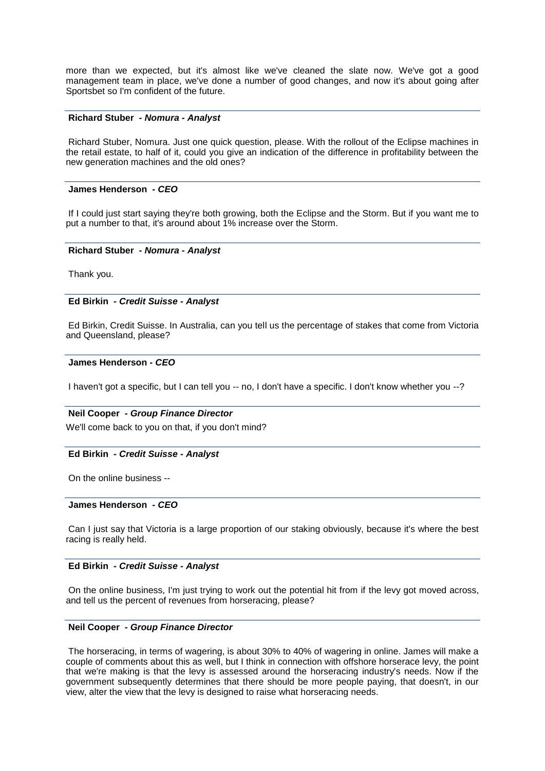more than we expected, but it's almost like we've cleaned the slate now. We've got a good management team in place, we've done a number of good changes, and now it's about going after Sportsbet so I'm confident of the future.

---

**Richard Stuber** *- Nomura - Analyst*

Richard Stuber, Nomura. Just one quick question, please. With the rollout of the Eclipse machines in the retail estate, to half of it, could you give an indication of the difference in profitability between the new generation machines and the old ones?

---

**James Henderson** *- CEO*

If I could just start saying they're both growing, both the Eclipse and the Storm. But if you want me to put a number to that, it's around about 1% increase over the Storm.

---

**Richard Stuber** *- Nomura - Analyst*

Thank you.

---

**Ed Birkin** *- Credit Suisse - Analyst*

Ed Birkin, Credit Suisse. In Australia, can you tell us the percentage of stakes that come from Victoria and Queensland, please?

---

**James Henderson** *- CEO*

I haven't got a specific, but I can tell you -- no, I don't have a specific. I don't know whether you --?

---

**Neil Cooper** *- Group Finance Director*

We'll come back to you on that, if you don't mind?

---

**Ed Birkin** *- Credit Suisse - Analyst*

On the online business --

---

**James Henderson** *- CEO*

Can I just say that Victoria is a large proportion of our staking obviously, because it's where the best racing is really held.

---

**Ed Birkin** *- Credit Suisse - Analyst*

On the online business, I'm just trying to work out the potential hit from if the levy got moved across, and tell us the percent of revenues from horseracing, please?

---

**Neil Cooper** *- Group Finance Director*

The horseracing, in terms of wagering, is about 30% to 40% of wagering in online. James will make a couple of comments about this as well, but I think in connection with offshore horserace levy, the point that we're making is that the levy is assessed around the horseracing industry's needs. Now if the government subsequently determines that there should be more people paying, that doesn't, in our view, alter the view that the levy is designed to raise what horseracing needs.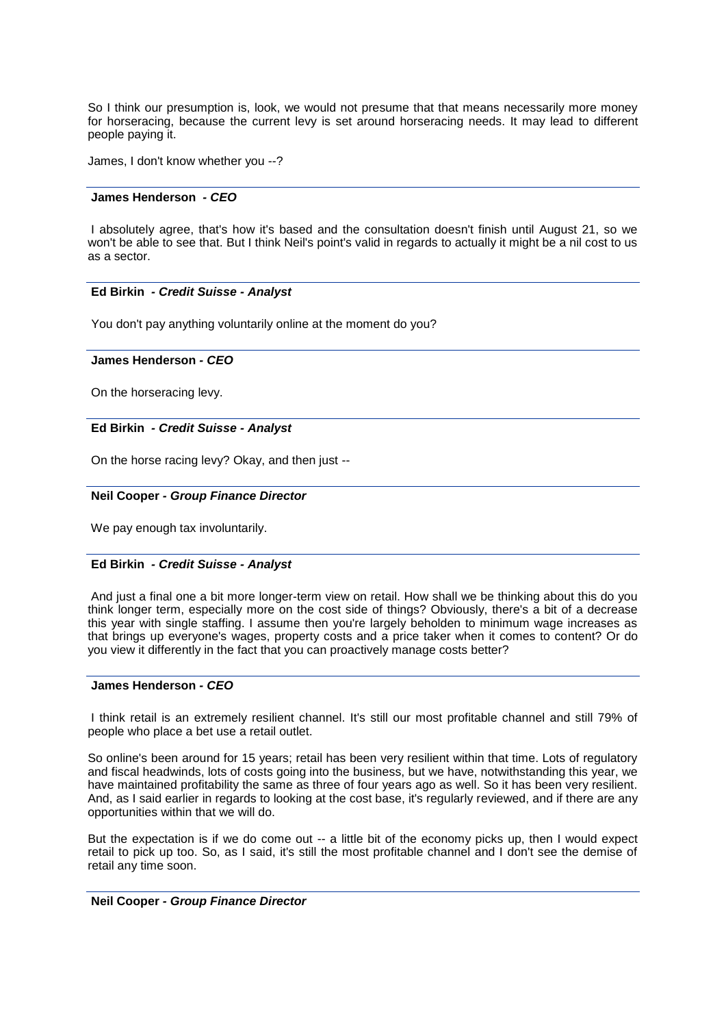So I think our presumption is, look, we would not presume that that means necessarily more money for horseracing, because the current levy is set around horseracing needs. It may lead to different people paying it.

James, I don't know whether you --?

---

**James Henderson** - ***CEO***

I absolutely agree, that's how it's based and the consultation doesn't finish until August 21, so we won't be able to see that. But I think Neil's point's valid in regards to actually it might be a nil cost to us as a sector.

---

**Ed Birkin** - ***Credit Suisse - Analyst***

You don't pay anything voluntarily online at the moment do you?

---

**James Henderson** - ***CEO***

On the horseracing levy.

---

**Ed Birkin** - ***Credit Suisse - Analyst***

On the horse racing levy? Okay, and then just --

---

**Neil Cooper** - ***Group Finance Director***

We pay enough tax involuntarily.

---

**Ed Birkin** - ***Credit Suisse - Analyst***

And just a final one a bit more longer-term view on retail. How shall we be thinking about this do you think longer term, especially more on the cost side of things? Obviously, there's a bit of a decrease this year with single staffing. I assume then you're largely beholden to minimum wage increases as that brings up everyone's wages, property costs and a price taker when it comes to content? Or do you view it differently in the fact that you can proactively manage costs better?

---

**James Henderson** - ***CEO***

I think retail is an extremely resilient channel. It's still our most profitable channel and still 79% of people who place a bet use a retail outlet.

So online's been around for 15 years; retail has been very resilient within that time. Lots of regulatory and fiscal headwinds, lots of costs going into the business, but we have, notwithstanding this year, we have maintained profitability the same as three of four years ago as well. So it has been very resilient. And, as I said earlier in regards to looking at the cost base, it's regularly reviewed, and if there are any opportunities within that we will do.

But the expectation is if we do come out -- a little bit of the economy picks up, then I would expect retail to pick up too. So, as I said, it's still the most profitable channel and I don't see the demise of retail any time soon.

---

**Neil Cooper** - ***Group Finance Director***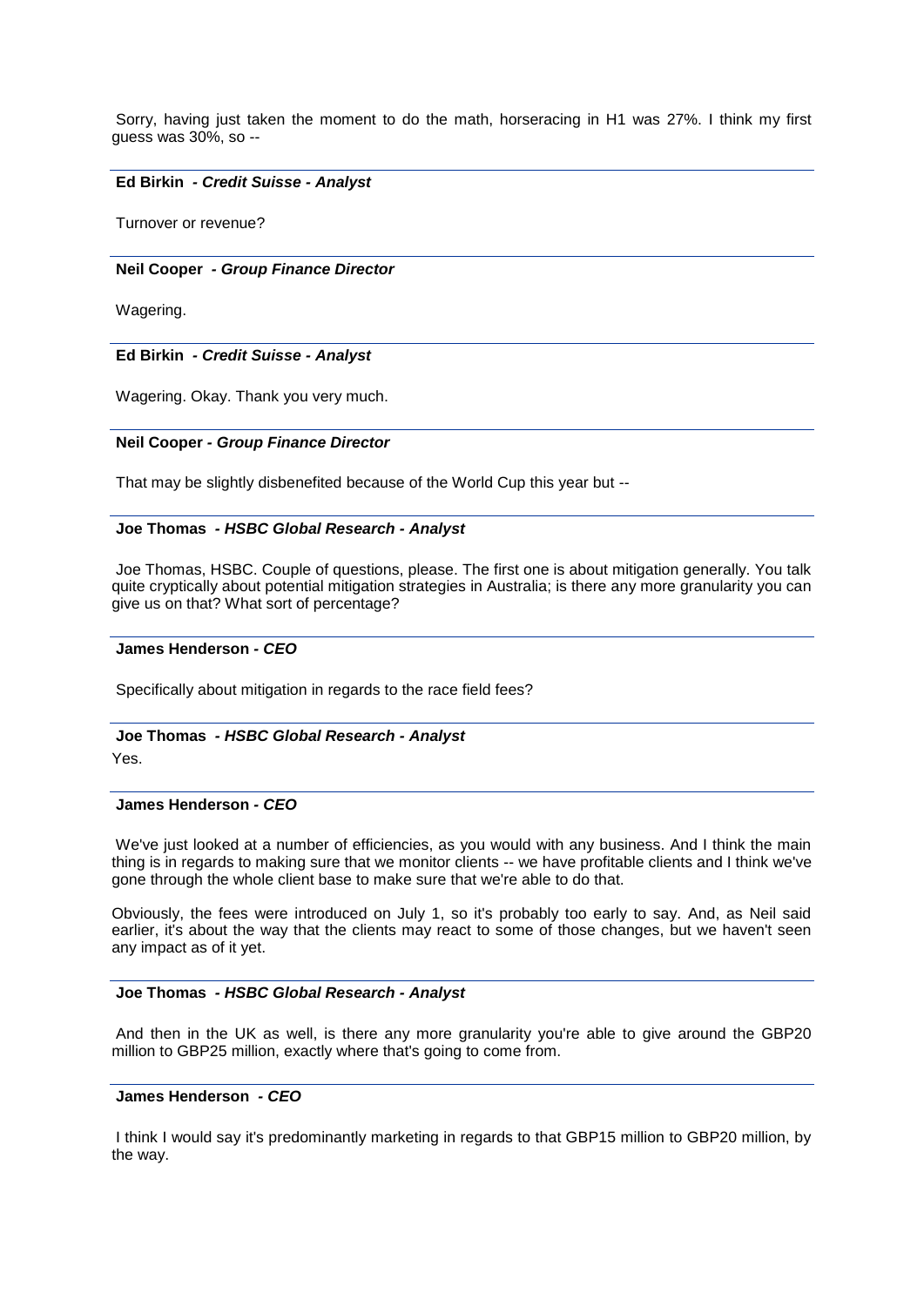Sorry, having just taken the moment to do the math, horseracing in H1 was 27%. I think my first guess was 30%, so --

**Ed Birkin** - ***Credit Suisse - Analyst***

Turnover or revenue?

**Neil Cooper** - ***Group Finance Director***

Wagering.

**Ed Birkin** - ***Credit Suisse - Analyst***

Wagering. Okay. Thank you very much.

**Neil Cooper** - ***Group Finance Director***

That may be slightly disbenefited because of the World Cup this year but --

**Joe Thomas** - ***HSBC Global Research - Analyst***

Joe Thomas, HSBC. Couple of questions, please. The first one is about mitigation generally. You talk quite cryptically about potential mitigation strategies in Australia; is there any more granularity you can give us on that? What sort of percentage?

**James Henderson** - ***CEO***

Specifically about mitigation in regards to the race field fees?

**Joe Thomas** - ***HSBC Global Research - Analyst***

Yes.

**James Henderson** - ***CEO***

We've just looked at a number of efficiencies, as you would with any business. And I think the main thing is in regards to making sure that we monitor clients -- we have profitable clients and I think we've gone through the whole client base to make sure that we're able to do that.

Obviously, the fees were introduced on July 1, so it's probably too early to say. And, as Neil said earlier, it's about the way that the clients may react to some of those changes, but we haven't seen any impact as of it yet.

**Joe Thomas** - ***HSBC Global Research - Analyst***

And then in the UK as well, is there any more granularity you're able to give around the GBP20 million to GBP25 million, exactly where that's going to come from.

**James Henderson** - ***CEO***

I think I would say it's predominantly marketing in regards to that GBP15 million to GBP20 million, by the way.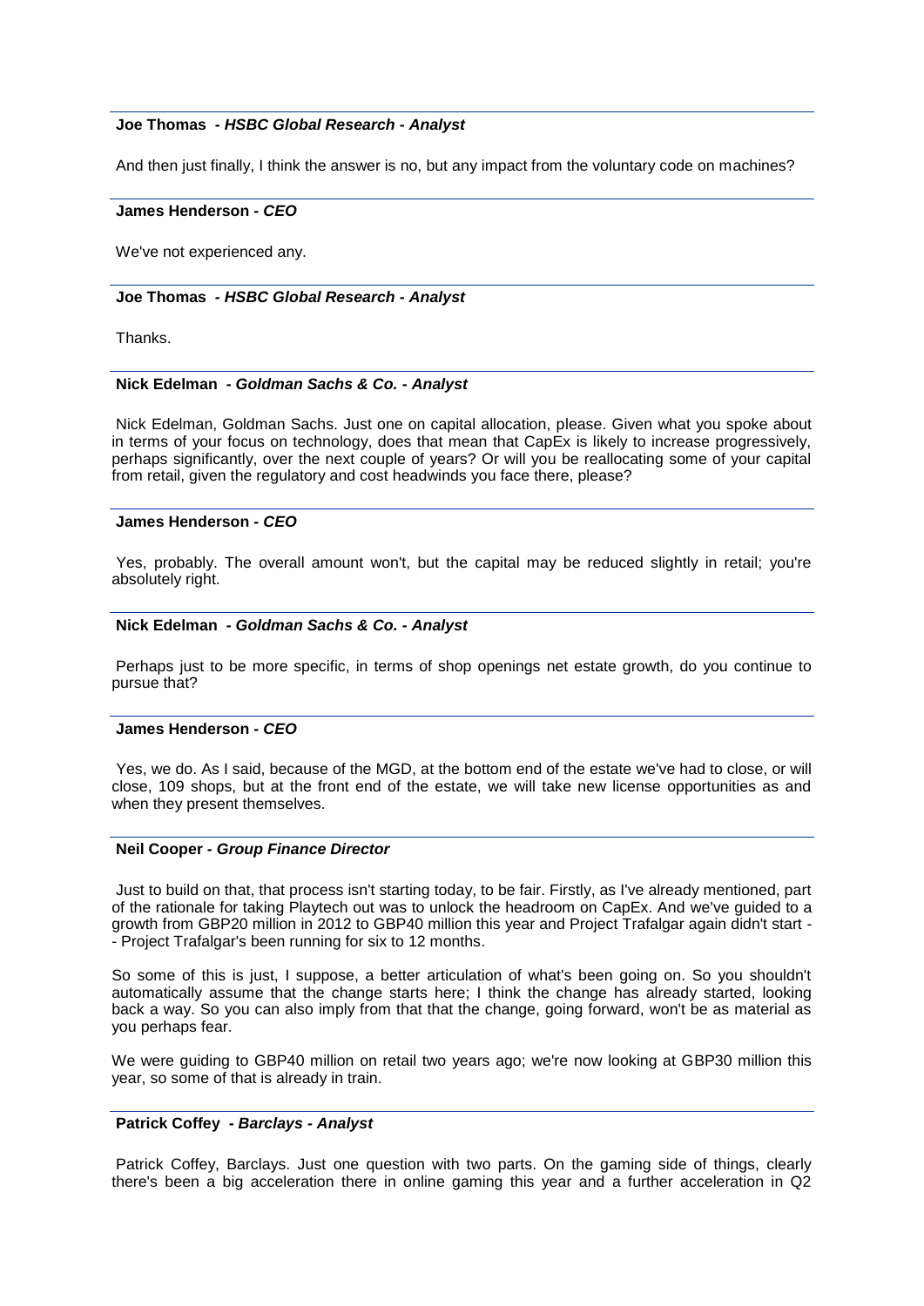**Joe Thomas** *- HSBC Global Research - Analyst*

And then just finally, I think the answer is no, but any impact from the voluntary code on machines?

**James Henderson** *- CEO*

We've not experienced any.

**Joe Thomas** *- HSBC Global Research - Analyst*

Thanks.

**Nick Edelman** *- Goldman Sachs & Co. - Analyst*

Nick Edelman, Goldman Sachs. Just one on capital allocation, please. Given what you spoke about in terms of your focus on technology, does that mean that CapEx is likely to increase progressively, perhaps significantly, over the next couple of years? Or will you be reallocating some of your capital from retail, given the regulatory and cost headwinds you face there, please?

**James Henderson** *- CEO*

Yes, probably. The overall amount won't, but the capital may be reduced slightly in retail; you're absolutely right.

**Nick Edelman** *- Goldman Sachs & Co. - Analyst*

Perhaps just to be more specific, in terms of shop openings net estate growth, do you continue to pursue that?

**James Henderson** *- CEO*

Yes, we do. As I said, because of the MGD, at the bottom end of the estate we've had to close, or will close, 109 shops, but at the front end of the estate, we will take new license opportunities as and when they present themselves.

**Neil Cooper** *- Group Finance Director*

Just to build on that, that process isn't starting today, to be fair. Firstly, as I've already mentioned, part of the rationale for taking Playtech out was to unlock the headroom on CapEx. And we've guided to a growth from GBP20 million in 2012 to GBP40 million this year and Project Trafalgar again didn't start -- Project Trafalgar's been running for six to 12 months.

So some of this is just, I suppose, a better articulation of what's been going on. So you shouldn't automatically assume that the change starts here; I think the change has already started, looking back a way. So you can also imply from that that the change, going forward, won't be as material as you perhaps fear.

We were guiding to GBP40 million on retail two years ago; we're now looking at GBP30 million this year, so some of that is already in train.

**Patrick Coffey** *- Barclays - Analyst*

Patrick Coffey, Barclays. Just one question with two parts. On the gaming side of things, clearly there's been a big acceleration there in online gaming this year and a further acceleration in Q2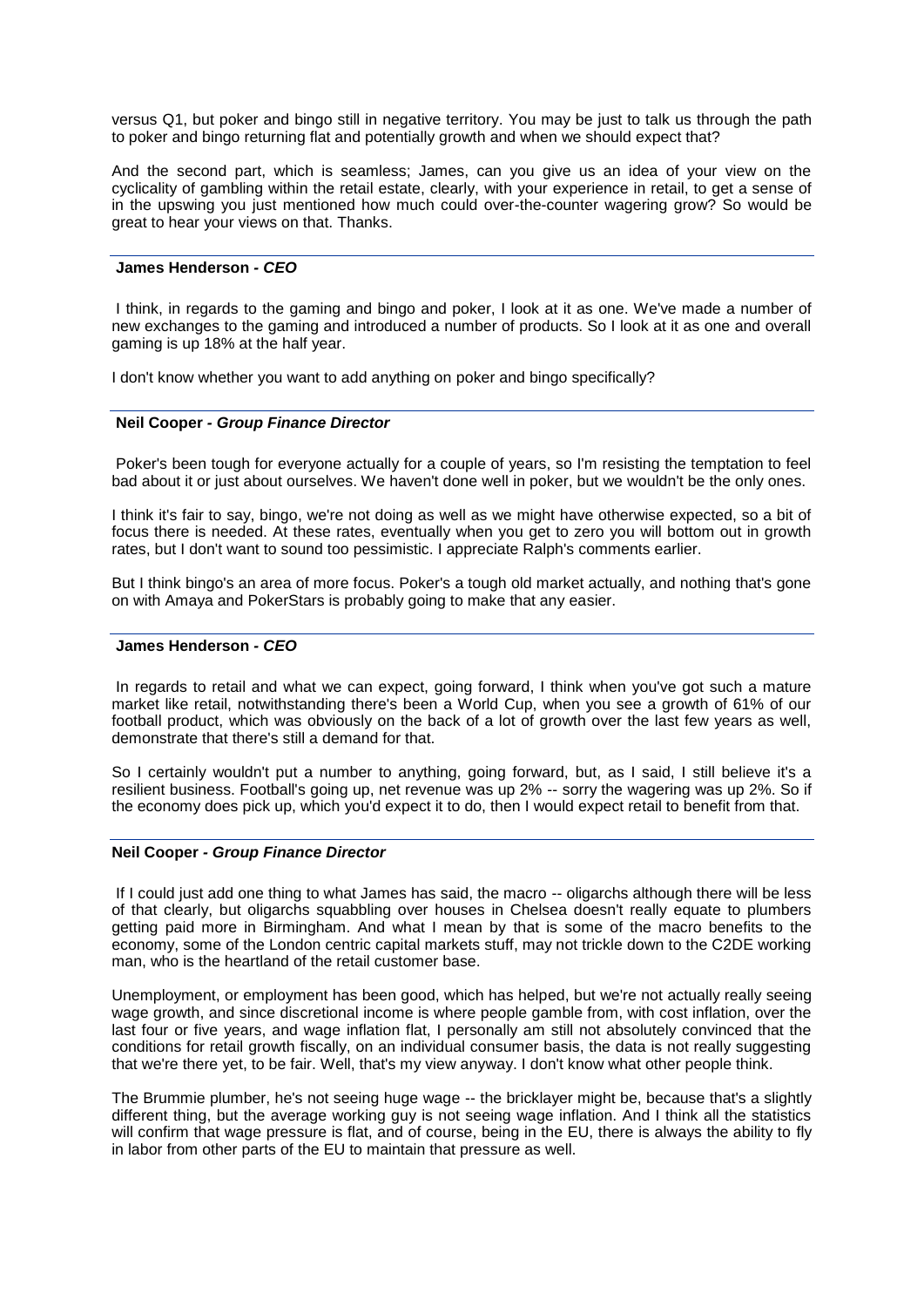versus Q1, but poker and bingo still in negative territory. You may be just to talk us through the path to poker and bingo returning flat and potentially growth and when we should expect that?

And the second part, which is seamless; James, can you give us an idea of your view on the cyclicality of gambling within the retail estate, clearly, with your experience in retail, to get a sense of in the upswing you just mentioned how much could over-the-counter wagering grow? So would be great to hear your views on that. Thanks.

---

**James Henderson - *CEO***

I think, in regards to the gaming and bingo and poker, I look at it as one. We've made a number of new exchanges to the gaming and introduced a number of products. So I look at it as one and overall gaming is up 18% at the half year.

I don't know whether you want to add anything on poker and bingo specifically?

---

**Neil Cooper - *Group Finance Director***

Poker's been tough for everyone actually for a couple of years, so I'm resisting the temptation to feel bad about it or just about ourselves. We haven't done well in poker, but we wouldn't be the only ones.

I think it's fair to say, bingo, we're not doing as well as we might have otherwise expected, so a bit of focus there is needed. At these rates, eventually when you get to zero you will bottom out in growth rates, but I don't want to sound too pessimistic. I appreciate Ralph's comments earlier.

But I think bingo's an area of more focus. Poker's a tough old market actually, and nothing that's gone on with Amaya and PokerStars is probably going to make that any easier.

---

**James Henderson - *CEO***

In regards to retail and what we can expect, going forward, I think when you've got such a mature market like retail, notwithstanding there's been a World Cup, when you see a growth of 61% of our football product, which was obviously on the back of a lot of growth over the last few years as well, demonstrate that there's still a demand for that.

So I certainly wouldn't put a number to anything, going forward, but, as I said, I still believe it's a resilient business. Football's going up, net revenue was up 2% -- sorry the wagering was up 2%. So if the economy does pick up, which you'd expect it to do, then I would expect retail to benefit from that.

---

**Neil Cooper - *Group Finance Director***

If I could just add one thing to what James has said, the macro -- oligarchs although there will be less of that clearly, but oligarchs squabbling over houses in Chelsea doesn't really equate to plumbers getting paid more in Birmingham. And what I mean by that is some of the macro benefits to the economy, some of the London centric capital markets stuff, may not trickle down to the C2DE working man, who is the heartland of the retail customer base.

Unemployment, or employment has been good, which has helped, but we're not actually really seeing wage growth, and since discretional income is where people gamble from, with cost inflation, over the last four or five years, and wage inflation flat, I personally am still not absolutely convinced that the conditions for retail growth fiscally, on an individual consumer basis, the data is not really suggesting that we're there yet, to be fair. Well, that's my view anyway. I don't know what other people think.

The Brummie plumber, he's not seeing huge wage -- the bricklayer might be, because that's a slightly different thing, but the average working guy is not seeing wage inflation. And I think all the statistics will confirm that wage pressure is flat, and of course, being in the EU, there is always the ability to fly in labor from other parts of the EU to maintain that pressure as well.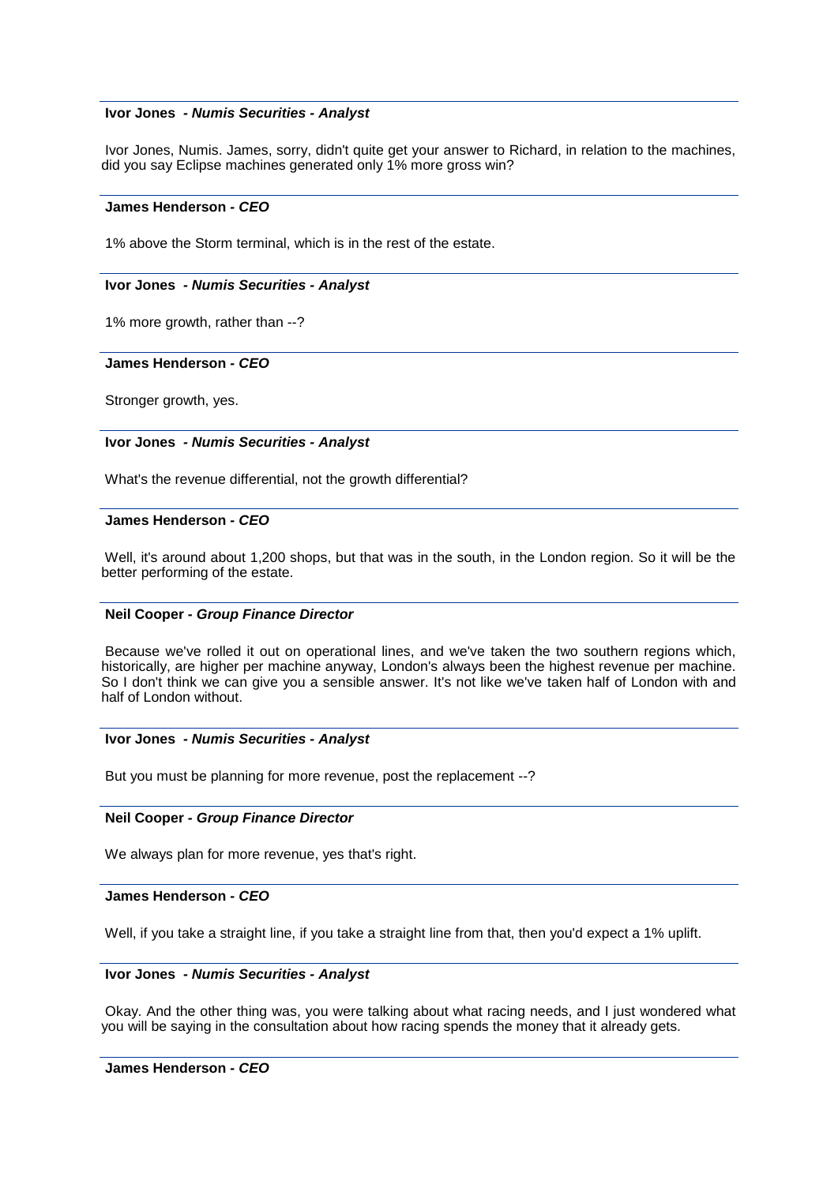**Ivor Jones** *- Numis Securities - Analyst*

Ivor Jones, Numis. James, sorry, didn't quite get your answer to Richard, in relation to the machines, did you say Eclipse machines generated only 1% more gross win?

---

**James Henderson** *- CEO*

1% above the Storm terminal, which is in the rest of the estate.

---

**Ivor Jones** *- Numis Securities - Analyst*

1% more growth, rather than --?

---

**James Henderson** *- CEO*

Stronger growth, yes.

---

**Ivor Jones** *- Numis Securities - Analyst*

What's the revenue differential, not the growth differential?

---

**James Henderson** *- CEO*

Well, it's around about 1,200 shops, but that was in the south, in the London region. So it will be the better performing of the estate.

---

**Neil Cooper** *- Group Finance Director*

Because we've rolled it out on operational lines, and we've taken the two southern regions which, historically, are higher per machine anyway, London's always been the highest revenue per machine. So I don't think we can give you a sensible answer. It's not like we've taken half of London with and half of London without.

---

**Ivor Jones** *- Numis Securities - Analyst*

But you must be planning for more revenue, post the replacement --?

---

**Neil Cooper** *- Group Finance Director*

We always plan for more revenue, yes that's right.

---

**James Henderson** *- CEO*

Well, if you take a straight line, if you take a straight line from that, then you'd expect a 1% uplift.

---

**Ivor Jones** *- Numis Securities - Analyst*

Okay. And the other thing was, you were talking about what racing needs, and I just wondered what you will be saying in the consultation about how racing spends the money that it already gets.

---

**James Henderson** *- CEO*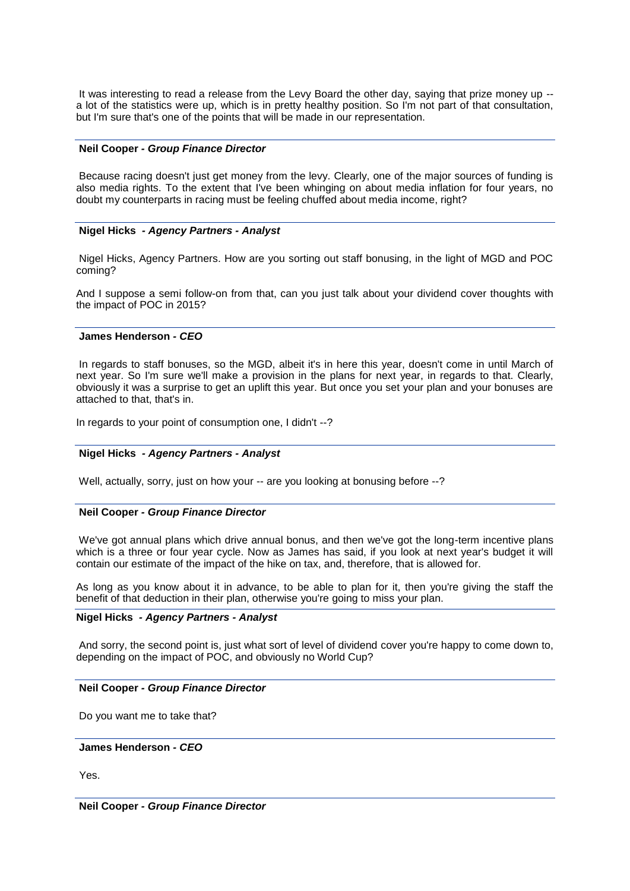It was interesting to read a release from the Levy Board the other day, saying that prize money up -- a lot of the statistics were up, which is in pretty healthy position. So I'm not part of that consultation, but I'm sure that's one of the points that will be made in our representation.

---

**Neil Cooper -** ***Group Finance Director***

Because racing doesn't just get money from the levy. Clearly, one of the major sources of funding is also media rights. To the extent that I've been whinging on about media inflation for four years, no doubt my counterparts in racing must be feeling chuffed about media income, right?

---

**Nigel Hicks -** ***Agency Partners - Analyst***

Nigel Hicks, Agency Partners. How are you sorting out staff bonusing, in the light of MGD and POC coming?

And I suppose a semi follow-on from that, can you just talk about your dividend cover thoughts with the impact of POC in 2015?

---

**James Henderson -** ***CEO***

In regards to staff bonuses, so the MGD, albeit it's in here this year, doesn't come in until March of next year. So I'm sure we'll make a provision in the plans for next year, in regards to that. Clearly, obviously it was a surprise to get an uplift this year. But once you set your plan and your bonuses are attached to that, that's in.

In regards to your point of consumption one, I didn't --?

---

**Nigel Hicks -** ***Agency Partners - Analyst***

Well, actually, sorry, just on how your -- are you looking at bonusing before --?

---

**Neil Cooper -** ***Group Finance Director***

We've got annual plans which drive annual bonus, and then we've got the long-term incentive plans which is a three or four year cycle. Now as James has said, if you look at next year's budget it will contain our estimate of the impact of the hike on tax, and, therefore, that is allowed for.

As long as you know about it in advance, to be able to plan for it, then you're giving the staff the benefit of that deduction in their plan, otherwise you're going to miss your plan.

---

**Nigel Hicks -** ***Agency Partners - Analyst***

And sorry, the second point is, just what sort of level of dividend cover you're happy to come down to, depending on the impact of POC, and obviously no World Cup?

---

**Neil Cooper -** ***Group Finance Director***

Do you want me to take that?

---

**James Henderson -** ***CEO***

Yes.

---

**Neil Cooper -** ***Group Finance Director***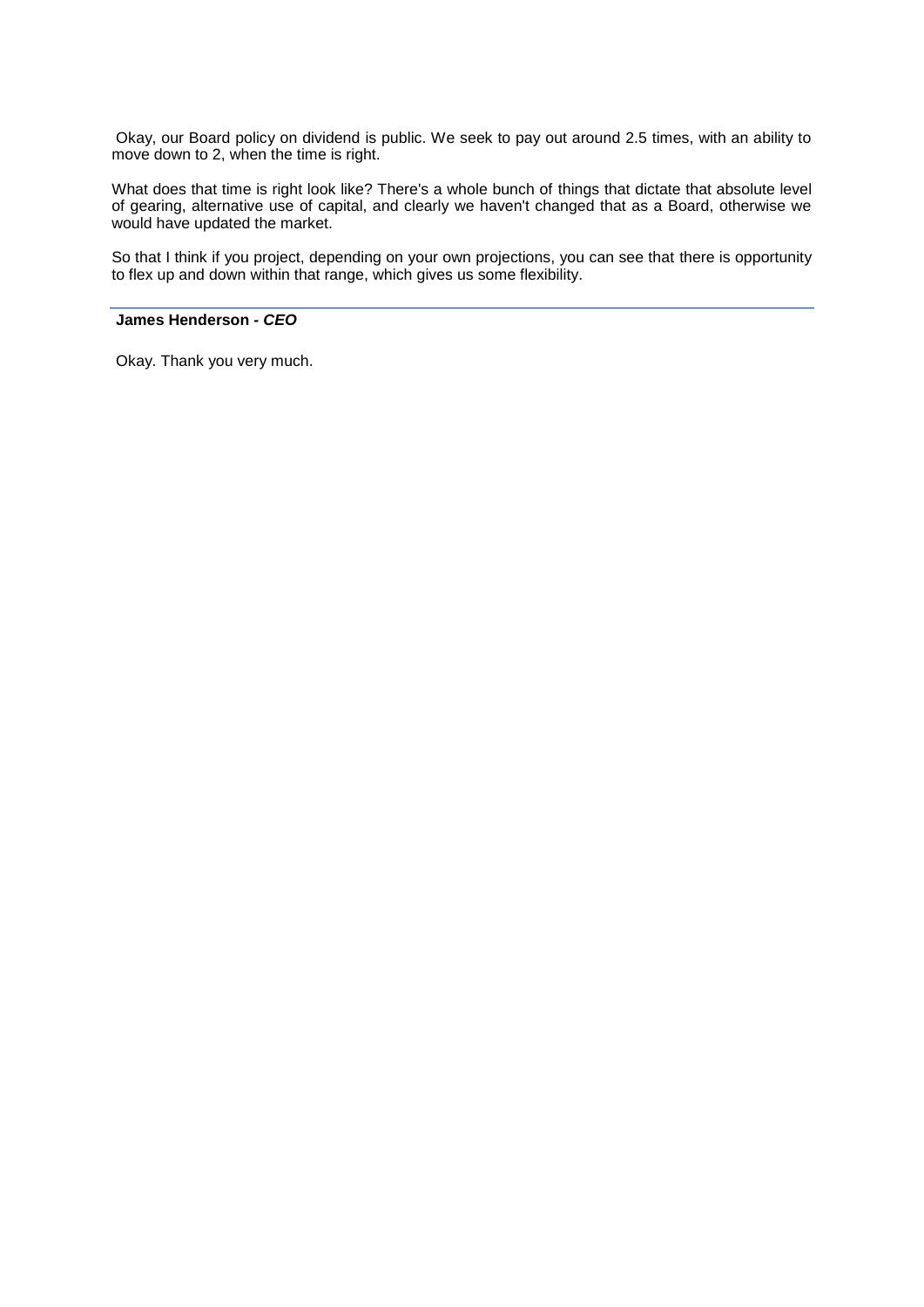Okay, our Board policy on dividend is public. We seek to pay out around 2.5 times, with an ability to move down to 2, when the time is right.

What does that time is right look like? There's a whole bunch of things that dictate that absolute level of gearing, alternative use of capital, and clearly we haven't changed that as a Board, otherwise we would have updated the market.

So that I think if you project, depending on your own projections, you can see that there is opportunity to flex up and down within that range, which gives us some flexibility.

---

**James Henderson - *CEO***

Okay. Thank you very much.